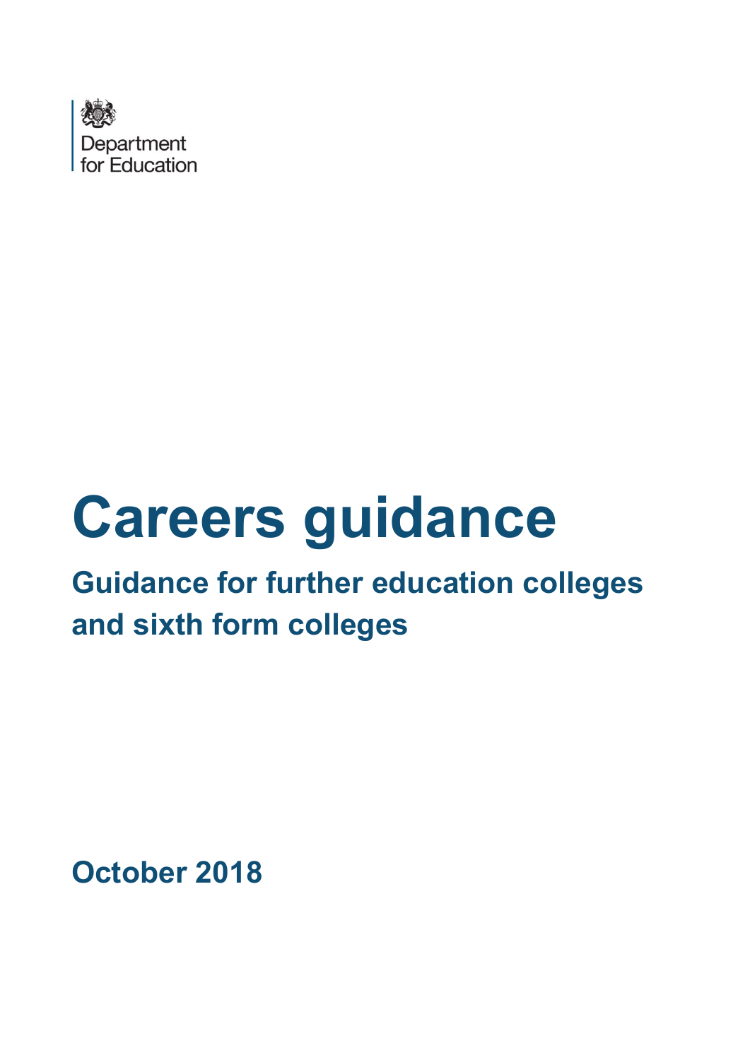Department for Education

# Careers guidance

## Guidance for further education colleges and sixth form colleges

**October 2018**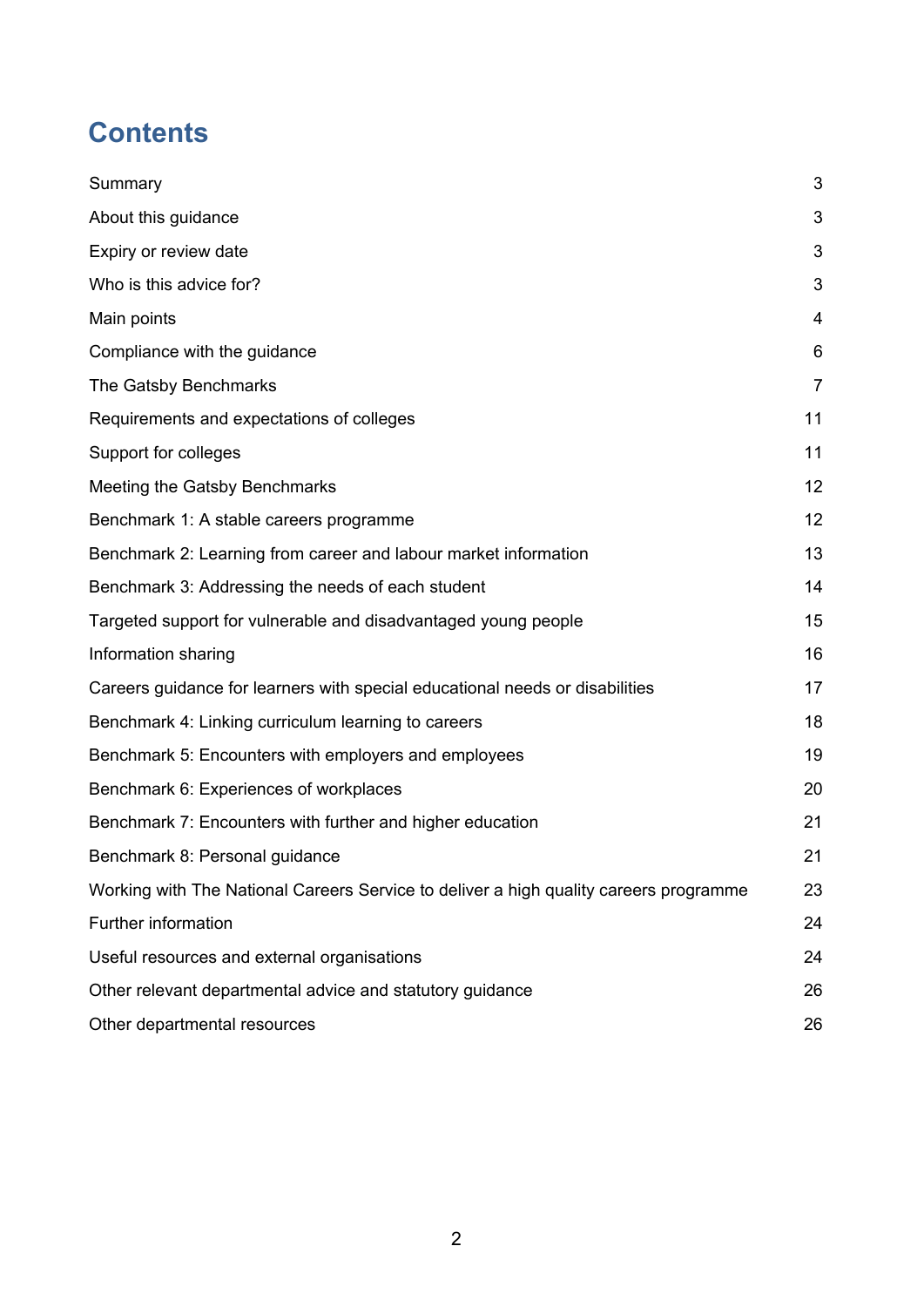# Contents

| | |
|---|---|
| Summary | 3 |
| About this guidance | 3 |
| Expiry or review date | 3 |
| Who is this advice for? | 3 |
| Main points | 4 |
| Compliance with the guidance | 6 |
| The Gatsby Benchmarks | 7 |
| Requirements and expectations of colleges | 11 |
| Support for colleges | 11 |
| Meeting the Gatsby Benchmarks | 12 |
| Benchmark 1: A stable careers programme | 12 |
| Benchmark 2: Learning from career and labour market information | 13 |
| Benchmark 3: Addressing the needs of each student | 14 |
| Targeted support for vulnerable and disadvantaged young people | 15 |
| Information sharing | 16 |
| Careers guidance for learners with special educational needs or disabilities | 17 |
| Benchmark 4: Linking curriculum learning to careers | 18 |
| Benchmark 5: Encounters with employers and employees | 19 |
| Benchmark 6: Experiences of workplaces | 20 |
| Benchmark 7: Encounters with further and higher education | 21 |
| Benchmark 8: Personal guidance | 21 |
| Working with The National Careers Service to deliver a high quality careers programme | 23 |
| Further information | 24 |
| Useful resources and external organisations | 24 |
| Other relevant departmental advice and statutory guidance | 26 |
| Other departmental resources | 26 |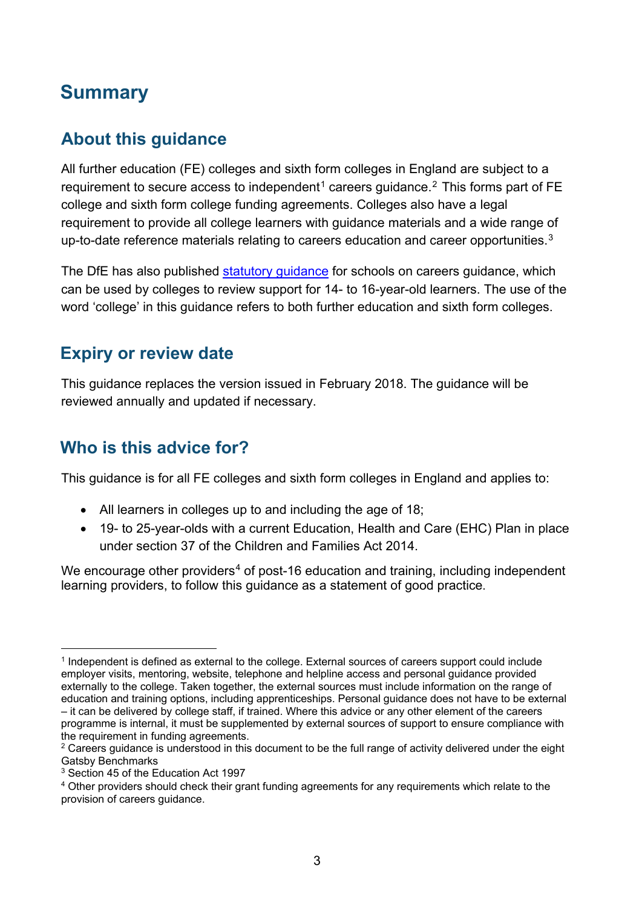# Summary

## About this guidance

All further education (FE) colleges and sixth form colleges in England are subject to a requirement to secure access to independent[1] careers guidance.[2] This forms part of FE college and sixth form college funding agreements. Colleges also have a legal requirement to provide all college learners with guidance materials and a wide range of up-to-date reference materials relating to careers education and career opportunities.[3]

The DfE has also published statutory guidance for schools on careers guidance, which can be used by colleges to review support for 14- to 16-year-old learners. The use of the word 'college' in this guidance refers to both further education and sixth form colleges.

## Expiry or review date

This guidance replaces the version issued in February 2018. The guidance will be reviewed annually and updated if necessary.

## Who is this advice for?

This guidance is for all FE colleges and sixth form colleges in England and applies to:

- All learners in colleges up to and including the age of 18;
- 19- to 25-year-olds with a current Education, Health and Care (EHC) Plan in place under section 37 of the Children and Families Act 2014.

We encourage other providers[4] of post-16 education and training, including independent learning providers, to follow this guidance as a statement of good practice.

---

[1] Independent is defined as external to the college. External sources of careers support could include employer visits, mentoring, website, telephone and helpline access and personal guidance provided externally to the college. Taken together, the external sources must include information on the range of education and training options, including apprenticeships. Personal guidance does not have to be external – it can be delivered by college staff, if trained. Where this advice or any other element of the careers programme is internal, it must be supplemented by external sources of support to ensure compliance with the requirement in funding agreements.

[2] Careers guidance is understood in this document to be the full range of activity delivered under the eight Gatsby Benchmarks

[3] Section 45 of the Education Act 1997

[4] Other providers should check their grant funding agreements for any requirements which relate to the provision of careers guidance.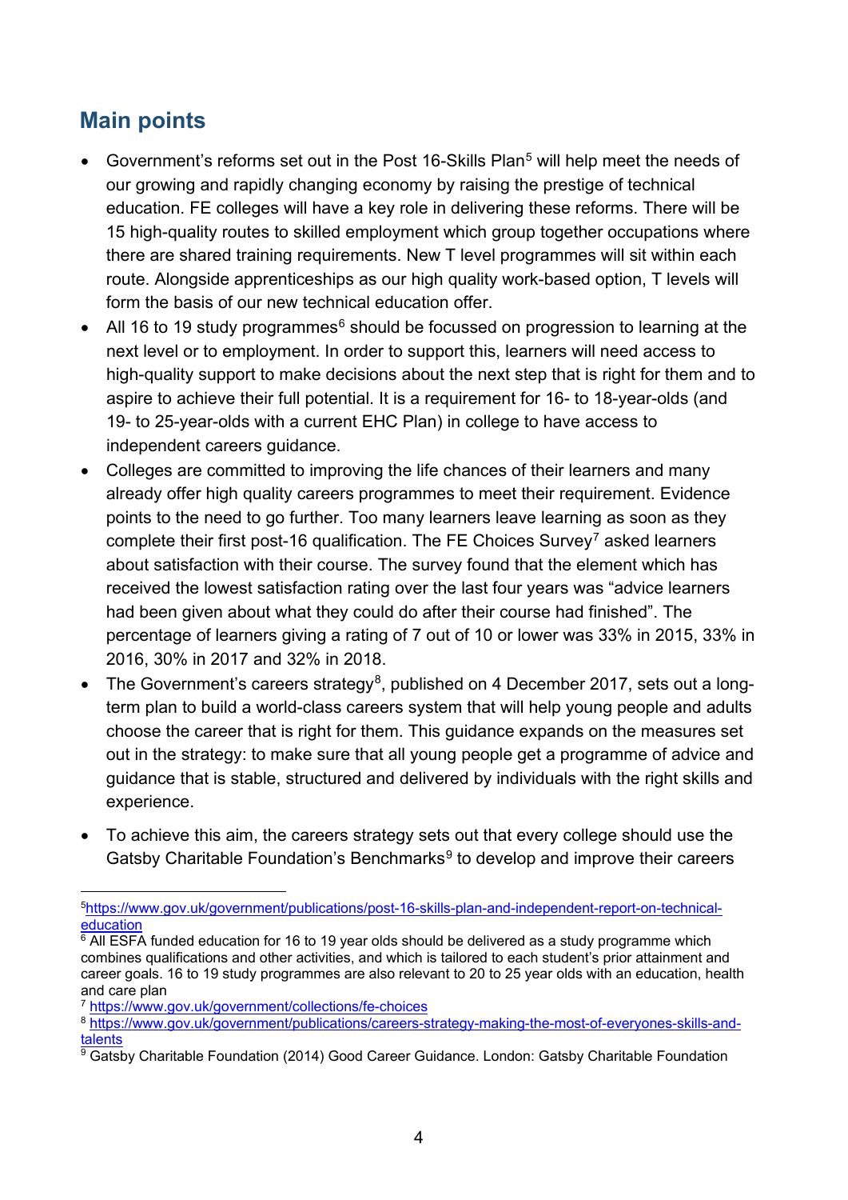## Main points

- Government's reforms set out in the Post 16-Skills Plan[5] will help meet the needs of our growing and rapidly changing economy by raising the prestige of technical education. FE colleges will have a key role in delivering these reforms. There will be 15 high-quality routes to skilled employment which group together occupations where there are shared training requirements. New T level programmes will sit within each route. Alongside apprenticeships as our high quality work-based option, T levels will form the basis of our new technical education offer.
- All 16 to 19 study programmes[6] should be focussed on progression to learning at the next level or to employment. In order to support this, learners will need access to high-quality support to make decisions about the next step that is right for them and to aspire to achieve their full potential. It is a requirement for 16- to 18-year-olds (and 19- to 25-year-olds with a current EHC Plan) in college to have access to independent careers guidance.
- Colleges are committed to improving the life chances of their learners and many already offer high quality careers programmes to meet their requirement. Evidence points to the need to go further. Too many learners leave learning as soon as they complete their first post-16 qualification. The FE Choices Survey[7] asked learners about satisfaction with their course. The survey found that the element which has received the lowest satisfaction rating over the last four years was "advice learners had been given about what they could do after their course had finished". The percentage of learners giving a rating of 7 out of 10 or lower was 33% in 2015, 33% in 2016, 30% in 2017 and 32% in 2018.
- The Government's careers strategy[8], published on 4 December 2017, sets out a long-term plan to build a world-class careers system that will help young people and adults choose the career that is right for them. This guidance expands on the measures set out in the strategy: to make sure that all young people get a programme of advice and guidance that is stable, structured and delivered by individuals with the right skills and experience.
- To achieve this aim, the careers strategy sets out that every college should use the Gatsby Charitable Foundation's Benchmarks[9] to develop and improve their careers

---

[5] https://www.gov.uk/government/publications/post-16-skills-plan-and-independent-report-on-technical-education

[6] All ESFA funded education for 16 to 19 year olds should be delivered as a study programme which combines qualifications and other activities, and which is tailored to each student's prior attainment and career goals. 16 to 19 study programmes are also relevant to 20 to 25 year olds with an education, health and care plan

[7] https://www.gov.uk/government/collections/fe-choices

[8] https://www.gov.uk/government/publications/careers-strategy-making-the-most-of-everyones-skills-and-talents

[9] Gatsby Charitable Foundation (2014) Good Career Guidance. London: Gatsby Charitable Foundation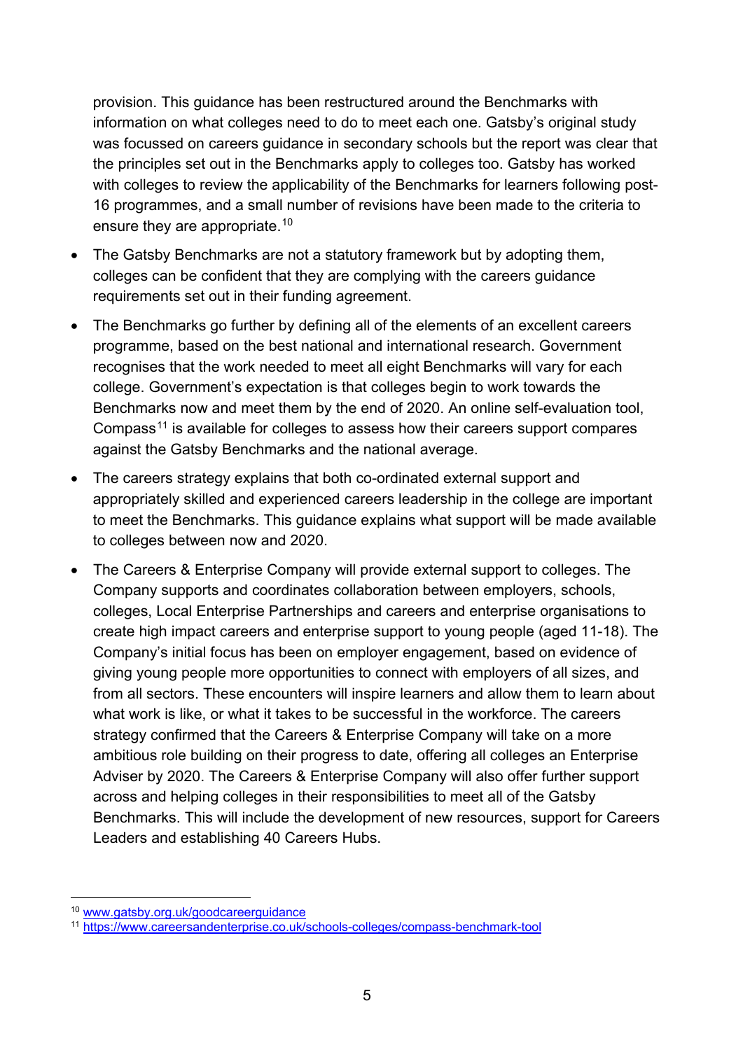provision. This guidance has been restructured around the Benchmarks with information on what colleges need to do to meet each one. Gatsby's original study was focussed on careers guidance in secondary schools but the report was clear that the principles set out in the Benchmarks apply to colleges too. Gatsby has worked with colleges to review the applicability of the Benchmarks for learners following post-16 programmes, and a small number of revisions have been made to the criteria to ensure they are appropriate.[10]

- The Gatsby Benchmarks are not a statutory framework but by adopting them, colleges can be confident that they are complying with the careers guidance requirements set out in their funding agreement.
- The Benchmarks go further by defining all of the elements of an excellent careers programme, based on the best national and international research. Government recognises that the work needed to meet all eight Benchmarks will vary for each college. Government's expectation is that colleges begin to work towards the Benchmarks now and meet them by the end of 2020. An online self-evaluation tool, Compass[11] is available for colleges to assess how their careers support compares against the Gatsby Benchmarks and the national average.
- The careers strategy explains that both co-ordinated external support and appropriately skilled and experienced careers leadership in the college are important to meet the Benchmarks. This guidance explains what support will be made available to colleges between now and 2020.
- The Careers & Enterprise Company will provide external support to colleges. The Company supports and coordinates collaboration between employers, schools, colleges, Local Enterprise Partnerships and careers and enterprise organisations to create high impact careers and enterprise support to young people (aged 11-18). The Company's initial focus has been on employer engagement, based on evidence of giving young people more opportunities to connect with employers of all sizes, and from all sectors. These encounters will inspire learners and allow them to learn about what work is like, or what it takes to be successful in the workforce. The careers strategy confirmed that the Careers & Enterprise Company will take on a more ambitious role building on their progress to date, offering all colleges an Enterprise Adviser by 2020. The Careers & Enterprise Company will also offer further support across and helping colleges in their responsibilities to meet all of the Gatsby Benchmarks. This will include the development of new resources, support for Careers Leaders and establishing 40 Careers Hubs.

---

[10] www.gatsby.org.uk/goodcareerguidance

[11] https://www.careersandenterprise.co.uk/schools-colleges/compass-benchmark-tool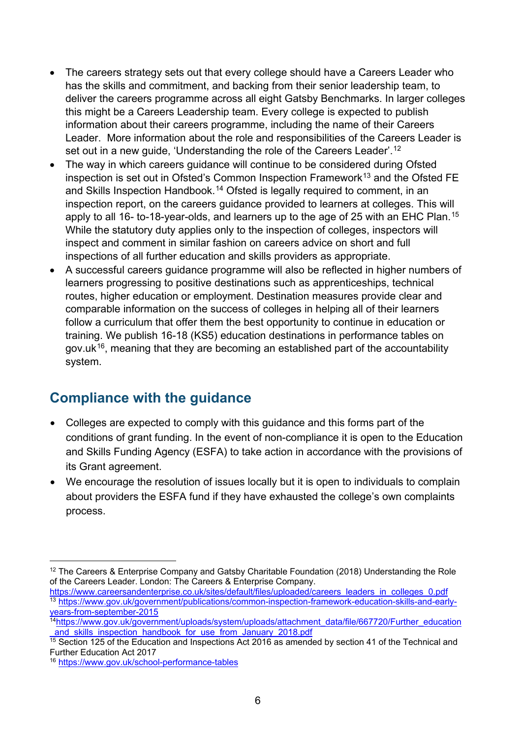- The careers strategy sets out that every college should have a Careers Leader who has the skills and commitment, and backing from their senior leadership team, to deliver the careers programme across all eight Gatsby Benchmarks. In larger colleges this might be a Careers Leadership team. Every college is expected to publish information about their careers programme, including the name of their Careers Leader. More information about the role and responsibilities of the Careers Leader is set out in a new guide, 'Understanding the role of the Careers Leader'.[12]
- The way in which careers guidance will continue to be considered during Ofsted inspection is set out in Ofsted's Common Inspection Framework[13] and the Ofsted FE and Skills Inspection Handbook.[14] Ofsted is legally required to comment, in an inspection report, on the careers guidance provided to learners at colleges. This will apply to all 16- to-18-year-olds, and learners up to the age of 25 with an EHC Plan.[15] While the statutory duty applies only to the inspection of colleges, inspectors will inspect and comment in similar fashion on careers advice on short and full inspections of all further education and skills providers as appropriate.
- A successful careers guidance programme will also be reflected in higher numbers of learners progressing to positive destinations such as apprenticeships, technical routes, higher education or employment. Destination measures provide clear and comparable information on the success of colleges in helping all of their learners follow a curriculum that offer them the best opportunity to continue in education or training. We publish 16-18 (KS5) education destinations in performance tables on gov.uk[16], meaning that they are becoming an established part of the accountability system.

## Compliance with the guidance

- Colleges are expected to comply with this guidance and this forms part of the conditions of grant funding. In the event of non-compliance it is open to the Education and Skills Funding Agency (ESFA) to take action in accordance with the provisions of its Grant agreement.
- We encourage the resolution of issues locally but it is open to individuals to complain about providers the ESFA fund if they have exhausted the college's own complaints process.

---

[12] The Careers & Enterprise Company and Gatsby Charitable Foundation (2018) Understanding the Role of the Careers Leader. London: The Careers & Enterprise Company. https://www.careersandenterprise.co.uk/sites/default/files/uploaded/careers_leaders_in_colleges_0.pdf

[13] https://www.gov.uk/government/publications/common-inspection-framework-education-skills-and-early-years-from-september-2015

[14] https://www.gov.uk/government/uploads/system/uploads/attachment_data/file/667720/Further_education_and_skills_inspection_handbook_for_use_from_January_2018.pdf

[15] Section 125 of the Education and Inspections Act 2016 as amended by section 41 of the Technical and Further Education Act 2017

[16] https://www.gov.uk/school-performance-tables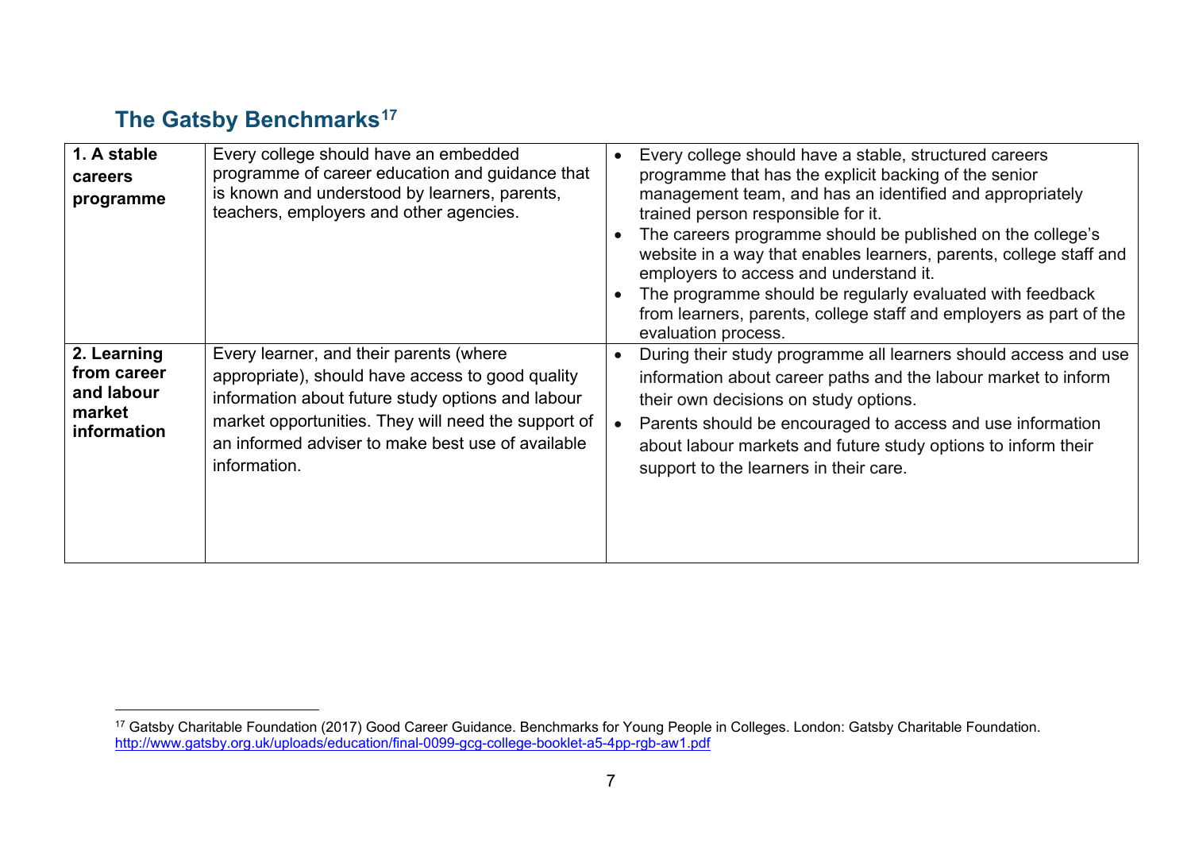## The Gatsby Benchmarks[17]

| | | |
|---|---|---|
| **1. A stable careers programme** | Every college should have an embedded programme of career education and guidance that is known and understood by learners, parents, teachers, employers and other agencies. | • Every college should have a stable, structured careers programme that has the explicit backing of the senior management team, and has an identified and appropriately trained person responsible for it.<br>• The careers programme should be published on the college's website in a way that enables learners, parents, college staff and employers to access and understand it.<br>• The programme should be regularly evaluated with feedback from learners, parents, college staff and employers as part of the evaluation process. |
| **2. Learning from career and labour market information** | Every learner, and their parents (where appropriate), should have access to good quality information about future study options and labour market opportunities. They will need the support of an informed adviser to make best use of available information. | • During their study programme all learners should access and use information about career paths and the labour market to inform their own decisions on study options.<br>• Parents should be encouraged to access and use information about labour markets and future study options to inform their support to the learners in their care. |

---

[17] Gatsby Charitable Foundation (2017) Good Career Guidance. Benchmarks for Young People in Colleges. London: Gatsby Charitable Foundation. http://www.gatsby.org.uk/uploads/education/final-0099-gcg-college-booklet-a5-4pp-rgb-aw1.pdf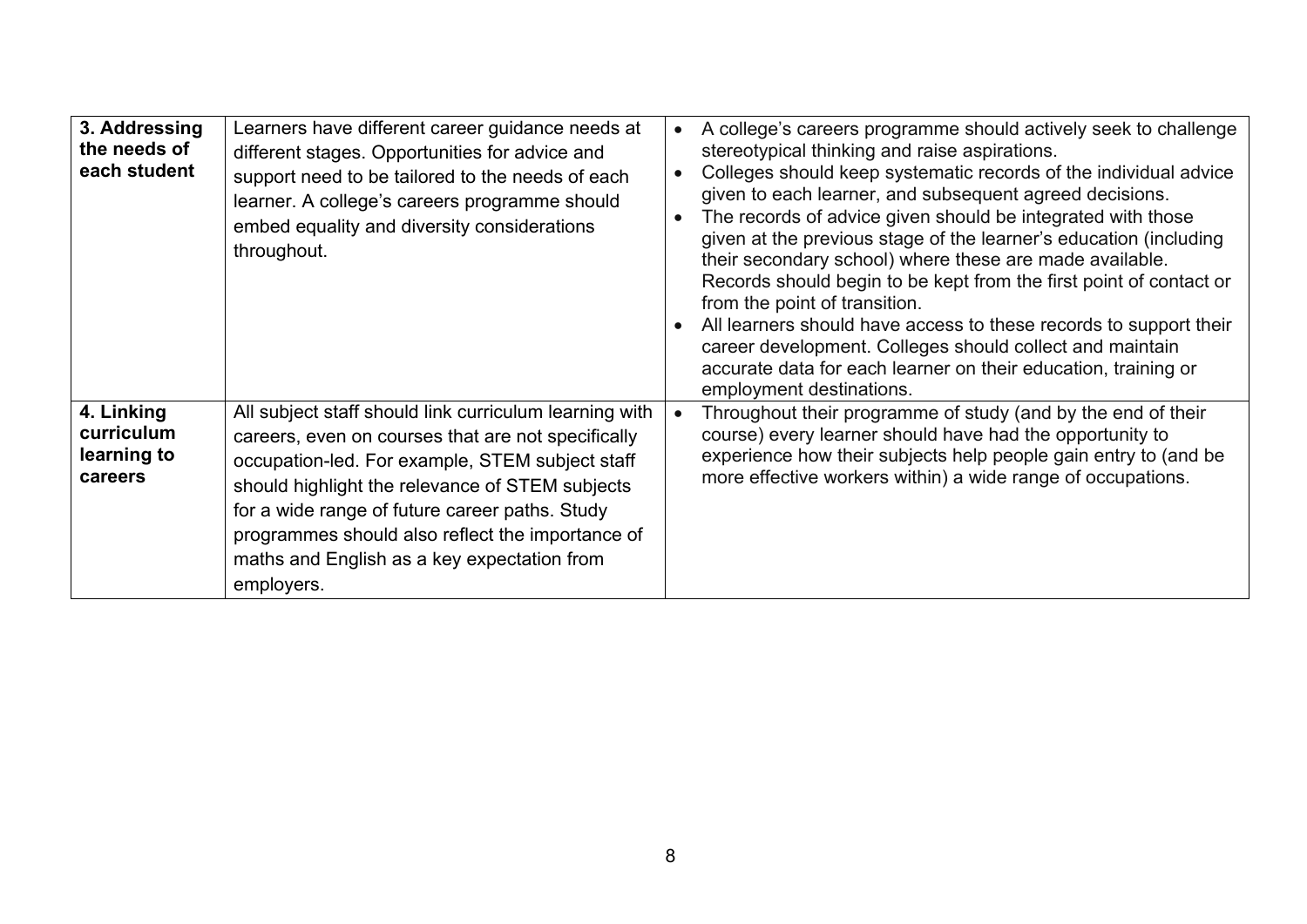| | | |
|---|---|---|
| **3. Addressing the needs of each student** | Learners have different career guidance needs at different stages. Opportunities for advice and support need to be tailored to the needs of each learner. A college's careers programme should embed equality and diversity considerations throughout. | • A college's careers programme should actively seek to challenge stereotypical thinking and raise aspirations.<br>• Colleges should keep systematic records of the individual advice given to each learner, and subsequent agreed decisions.<br>• The records of advice given should be integrated with those given at the previous stage of the learner's education (including their secondary school) where these are made available. Records should begin to be kept from the first point of contact or from the point of transition.<br>• All learners should have access to these records to support their career development. Colleges should collect and maintain accurate data for each learner on their education, training or employment destinations. |
| **4. Linking curriculum learning to careers** | All subject staff should link curriculum learning with careers, even on courses that are not specifically occupation-led. For example, STEM subject staff should highlight the relevance of STEM subjects for a wide range of future career paths. Study programmes should also reflect the importance of maths and English as a key expectation from employers. | • Throughout their programme of study (and by the end of their course) every learner should have had the opportunity to experience how their subjects help people gain entry to (and be more effective workers within) a wide range of occupations. |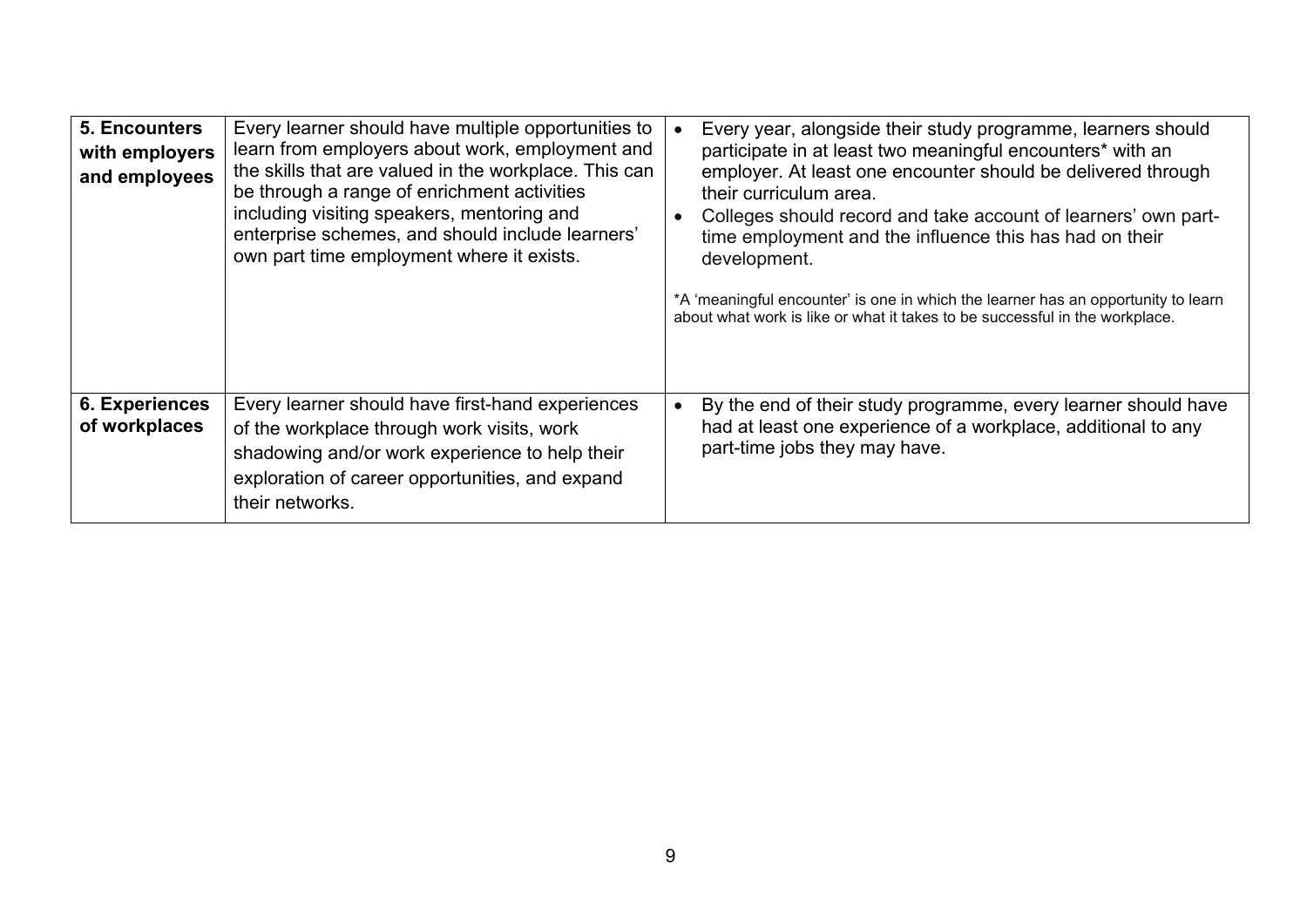| | | |
|---|---|---|
| **5. Encounters with employers and employees** | Every learner should have multiple opportunities to learn from employers about work, employment and the skills that are valued in the workplace. This can be through a range of enrichment activities including visiting speakers, mentoring and enterprise schemes, and should include learners' own part time employment where it exists. | • Every year, alongside their study programme, learners should participate in at least two meaningful encounters* with an employer. At least one encounter should be delivered through their curriculum area.<br>• Colleges should record and take account of learners' own part-time employment and the influence this has had on their development.<br><br>*A 'meaningful encounter' is one in which the learner has an opportunity to learn about what work is like or what it takes to be successful in the workplace. |
| **6. Experiences of workplaces** | Every learner should have first-hand experiences of the workplace through work visits, work shadowing and/or work experience to help their exploration of career opportunities, and expand their networks. | • By the end of their study programme, every learner should have had at least one experience of a workplace, additional to any part-time jobs they may have. |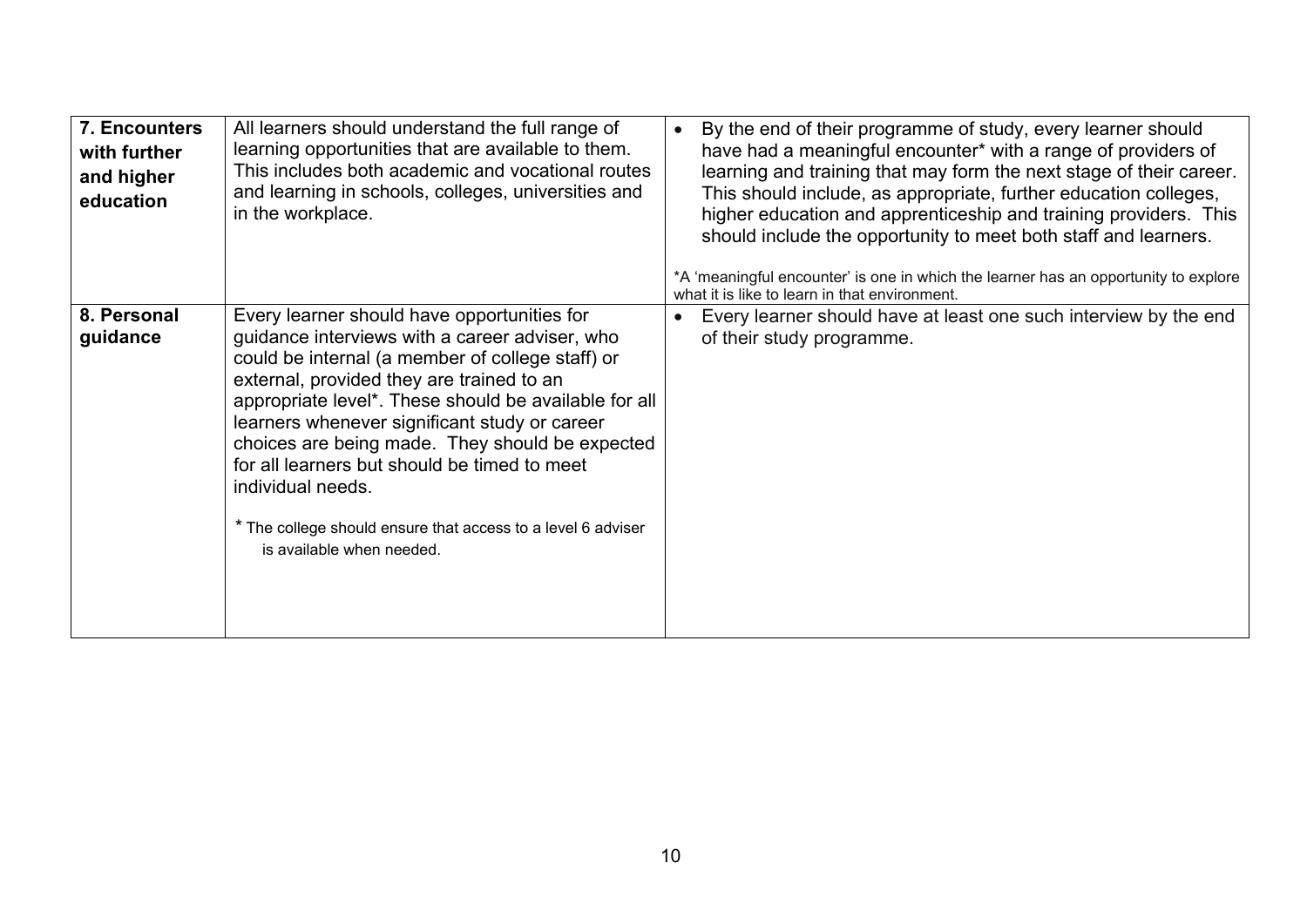| | | |
|---|---|---|
| **7. Encounters with further and higher education** | All learners should understand the full range of learning opportunities that are available to them. This includes both academic and vocational routes and learning in schools, colleges, universities and in the workplace. | • By the end of their programme of study, every learner should have had a meaningful encounter* with a range of providers of learning and training that may form the next stage of their career. This should include, as appropriate, further education colleges, higher education and apprenticeship and training providers. This should include the opportunity to meet both staff and learners.<br><br>*A 'meaningful encounter' is one in which the learner has an opportunity to explore what it is like to learn in that environment. |
| **8. Personal guidance** | Every learner should have opportunities for guidance interviews with a career adviser, who could be internal (a member of college staff) or external, provided they are trained to an appropriate level*. These should be available for all learners whenever significant study or career choices are being made. They should be expected for all learners but should be timed to meet individual needs.<br><br>* The college should ensure that access to a level 6 adviser is available when needed. | • Every learner should have at least one such interview by the end of their study programme. |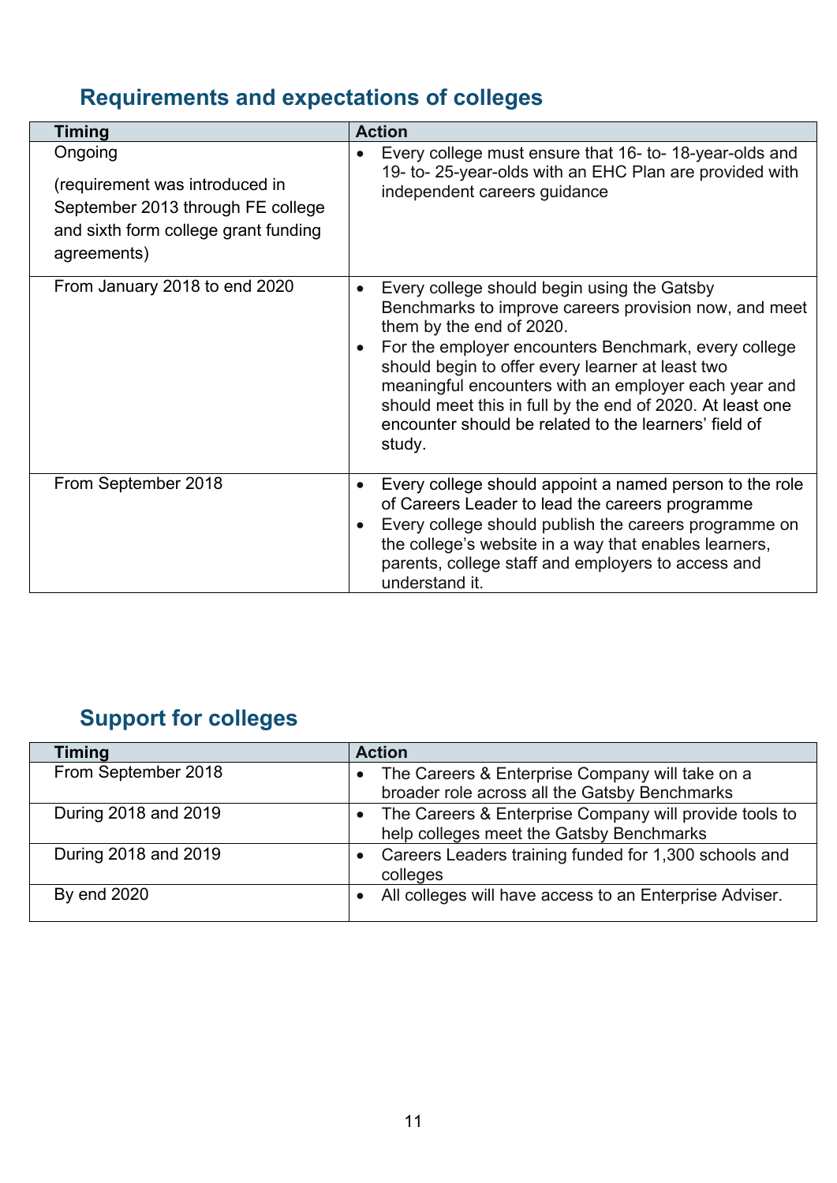## Requirements and expectations of colleges

| Timing | Action |
|---|---|
| Ongoing<br><br>(requirement was introduced in September 2013 through FE college and sixth form college grant funding agreements) | • Every college must ensure that 16- to- 18-year-olds and 19- to- 25-year-olds with an EHC Plan are provided with independent careers guidance |
| From January 2018 to end 2020 | • Every college should begin using the Gatsby Benchmarks to improve careers provision now, and meet them by the end of 2020.<br>• For the employer encounters Benchmark, every college should begin to offer every learner at least two meaningful encounters with an employer each year and should meet this in full by the end of 2020. At least one encounter should be related to the learners' field of study. |
| From September 2018 | • Every college should appoint a named person to the role of Careers Leader to lead the careers programme<br>• Every college should publish the careers programme on the college's website in a way that enables learners, parents, college staff and employers to access and understand it. |

## Support for colleges

| Timing | Action |
|---|---|
| From September 2018 | • The Careers & Enterprise Company will take on a broader role across all the Gatsby Benchmarks |
| During 2018 and 2019 | • The Careers & Enterprise Company will provide tools to help colleges meet the Gatsby Benchmarks |
| During 2018 and 2019 | • Careers Leaders training funded for 1,300 schools and colleges |
| By end 2020 | • All colleges will have access to an Enterprise Adviser. |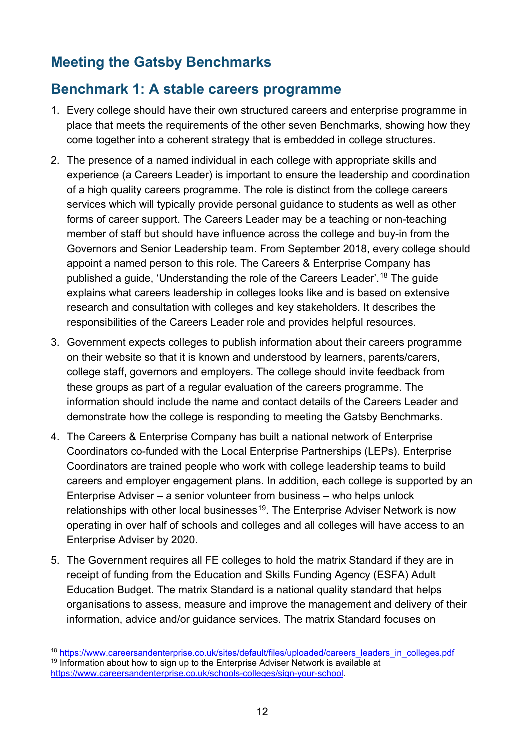## Meeting the Gatsby Benchmarks

## Benchmark 1: A stable careers programme

1. Every college should have their own structured careers and enterprise programme in place that meets the requirements of the other seven Benchmarks, showing how they come together into a coherent strategy that is embedded in college structures.

2. The presence of a named individual in each college with appropriate skills and experience (a Careers Leader) is important to ensure the leadership and coordination of a high quality careers programme. The role is distinct from the college careers services which will typically provide personal guidance to students as well as other forms of career support. The Careers Leader may be a teaching or non-teaching member of staff but should have influence across the college and buy-in from the Governors and Senior Leadership team. From September 2018, every college should appoint a named person to this role. The Careers & Enterprise Company has published a guide, 'Understanding the role of the Careers Leader'.[18] The guide explains what careers leadership in colleges looks like and is based on extensive research and consultation with colleges and key stakeholders. It describes the responsibilities of the Careers Leader role and provides helpful resources.

3. Government expects colleges to publish information about their careers programme on their website so that it is known and understood by learners, parents/carers, college staff, governors and employers. The college should invite feedback from these groups as part of a regular evaluation of the careers programme. The information should include the name and contact details of the Careers Leader and demonstrate how the college is responding to meeting the Gatsby Benchmarks.

4. The Careers & Enterprise Company has built a national network of Enterprise Coordinators co-funded with the Local Enterprise Partnerships (LEPs). Enterprise Coordinators are trained people who work with college leadership teams to build careers and employer engagement plans. In addition, each college is supported by an Enterprise Adviser – a senior volunteer from business – who helps unlock relationships with other local businesses[19]. The Enterprise Adviser Network is now operating in over half of schools and colleges and all colleges will have access to an Enterprise Adviser by 2020.

5. The Government requires all FE colleges to hold the matrix Standard if they are in receipt of funding from the Education and Skills Funding Agency (ESFA) Adult Education Budget. The matrix Standard is a national quality standard that helps organisations to assess, measure and improve the management and delivery of their information, advice and/or guidance services. The matrix Standard focuses on

---

[18] https://www.careersandenterprise.co.uk/sites/default/files/uploaded/careers_leaders_in_colleges.pdf

[19] Information about how to sign up to the Enterprise Adviser Network is available at https://www.careersandenterprise.co.uk/schools-colleges/sign-your-school.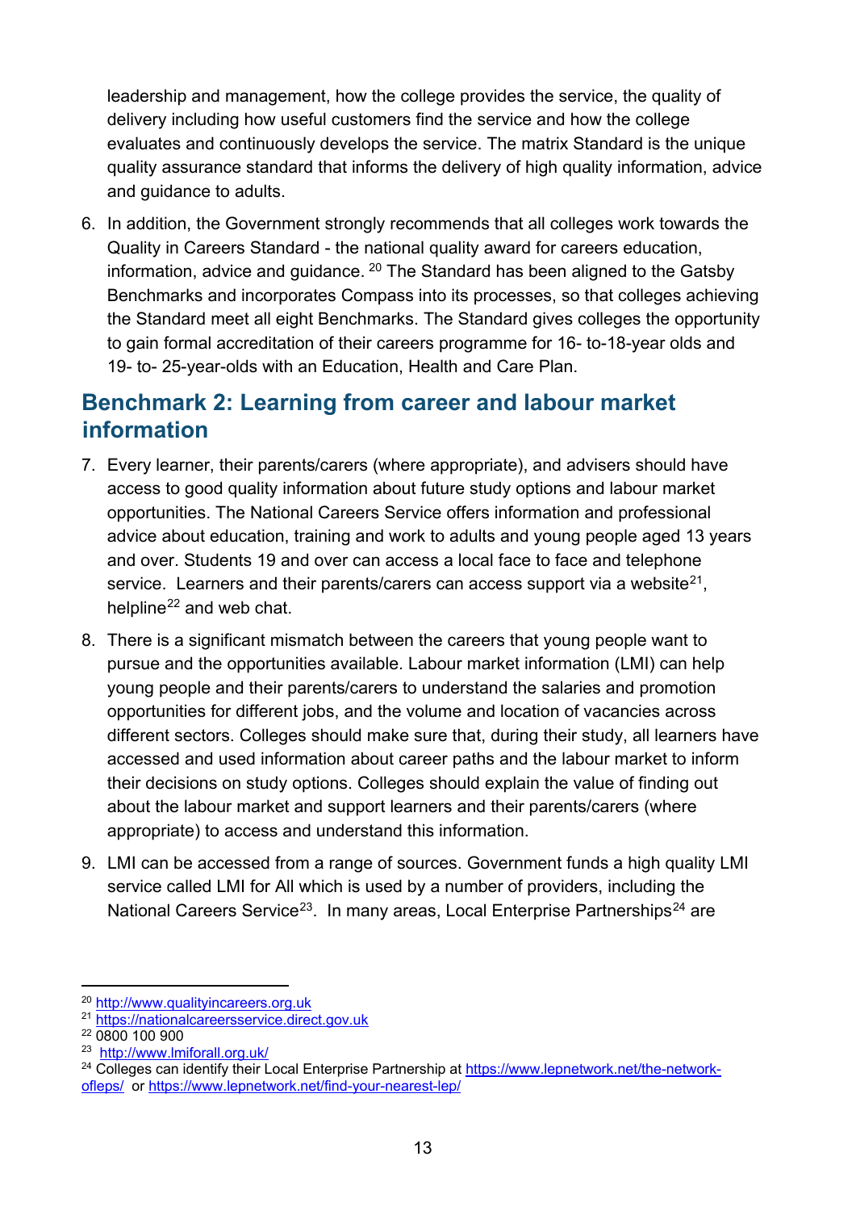leadership and management, how the college provides the service, the quality of delivery including how useful customers find the service and how the college evaluates and continuously develops the service. The matrix Standard is the unique quality assurance standard that informs the delivery of high quality information, advice and guidance to adults.

6. In addition, the Government strongly recommends that all colleges work towards the Quality in Careers Standard - the national quality award for careers education, information, advice and guidance. [20] The Standard has been aligned to the Gatsby Benchmarks and incorporates Compass into its processes, so that colleges achieving the Standard meet all eight Benchmarks. The Standard gives colleges the opportunity to gain formal accreditation of their careers programme for 16- to-18-year olds and 19- to- 25-year-olds with an Education, Health and Care Plan.

## Benchmark 2: Learning from career and labour market information

7. Every learner, their parents/carers (where appropriate), and advisers should have access to good quality information about future study options and labour market opportunities. The National Careers Service offers information and professional advice about education, training and work to adults and young people aged 13 years and over. Students 19 and over can access a local face to face and telephone service. Learners and their parents/carers can access support via a website[21], helpline[22] and web chat.

8. There is a significant mismatch between the careers that young people want to pursue and the opportunities available. Labour market information (LMI) can help young people and their parents/carers to understand the salaries and promotion opportunities for different jobs, and the volume and location of vacancies across different sectors. Colleges should make sure that, during their study, all learners have accessed and used information about career paths and the labour market to inform their decisions on study options. Colleges should explain the value of finding out about the labour market and support learners and their parents/carers (where appropriate) to access and understand this information.

9. LMI can be accessed from a range of sources. Government funds a high quality LMI service called LMI for All which is used by a number of providers, including the National Careers Service[23]. In many areas, Local Enterprise Partnerships[24] are

---

[20] http://www.qualityincareers.org.uk

[21] https://nationalcareersservice.direct.gov.uk

[22] 0800 100 900

[23] http://www.lmiforall.org.uk/

[24] Colleges can identify their Local Enterprise Partnership at https://www.lepnetwork.net/the-network-ofleps/ or https://www.lepnetwork.net/find-your-nearest-lep/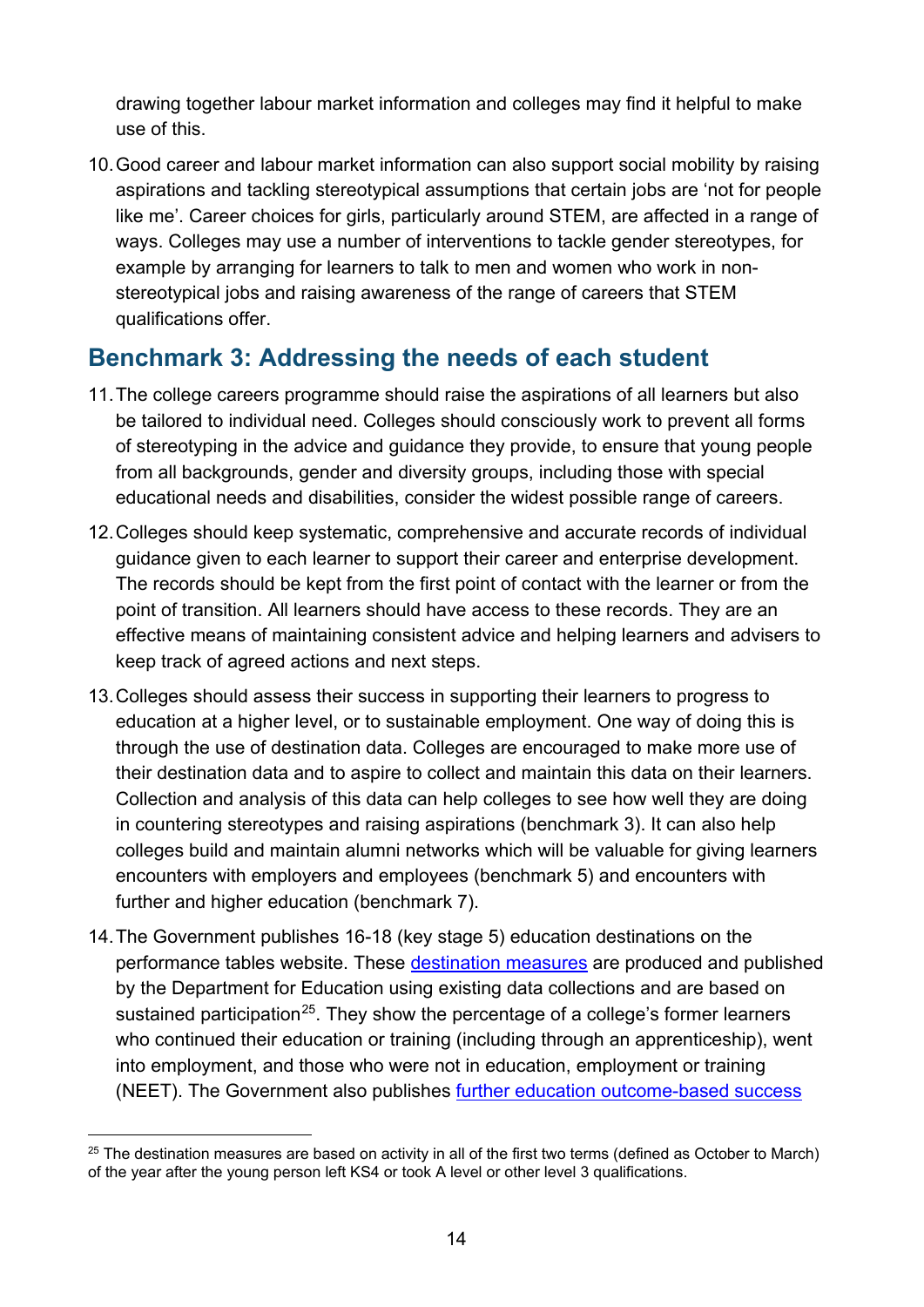drawing together labour market information and colleges may find it helpful to make use of this.

10. Good career and labour market information can also support social mobility by raising aspirations and tackling stereotypical assumptions that certain jobs are 'not for people like me'. Career choices for girls, particularly around STEM, are affected in a range of ways. Colleges may use a number of interventions to tackle gender stereotypes, for example by arranging for learners to talk to men and women who work in non-stereotypical jobs and raising awareness of the range of careers that STEM qualifications offer.

## Benchmark 3: Addressing the needs of each student

11. The college careers programme should raise the aspirations of all learners but also be tailored to individual need. Colleges should consciously work to prevent all forms of stereotyping in the advice and guidance they provide, to ensure that young people from all backgrounds, gender and diversity groups, including those with special educational needs and disabilities, consider the widest possible range of careers.

12. Colleges should keep systematic, comprehensive and accurate records of individual guidance given to each learner to support their career and enterprise development. The records should be kept from the first point of contact with the learner or from the point of transition. All learners should have access to these records. They are an effective means of maintaining consistent advice and helping learners and advisers to keep track of agreed actions and next steps.

13. Colleges should assess their success in supporting their learners to progress to education at a higher level, or to sustainable employment. One way of doing this is through the use of destination data. Colleges are encouraged to make more use of their destination data and to aspire to collect and maintain this data on their learners. Collection and analysis of this data can help colleges to see how well they are doing in countering stereotypes and raising aspirations (benchmark 3). It can also help colleges build and maintain alumni networks which will be valuable for giving learners encounters with employers and employees (benchmark 5) and encounters with further and higher education (benchmark 7).

14. The Government publishes 16-18 (key stage 5) education destinations on the performance tables website. These destination measures are produced and published by the Department for Education using existing data collections and are based on sustained participation[25]. They show the percentage of a college's former learners who continued their education or training (including through an apprenticeship), went into employment, and those who were not in education, employment or training (NEET). The Government also publishes further education outcome-based success

[25] The destination measures are based on activity in all of the first two terms (defined as October to March) of the year after the young person left KS4 or took A level or other level 3 qualifications.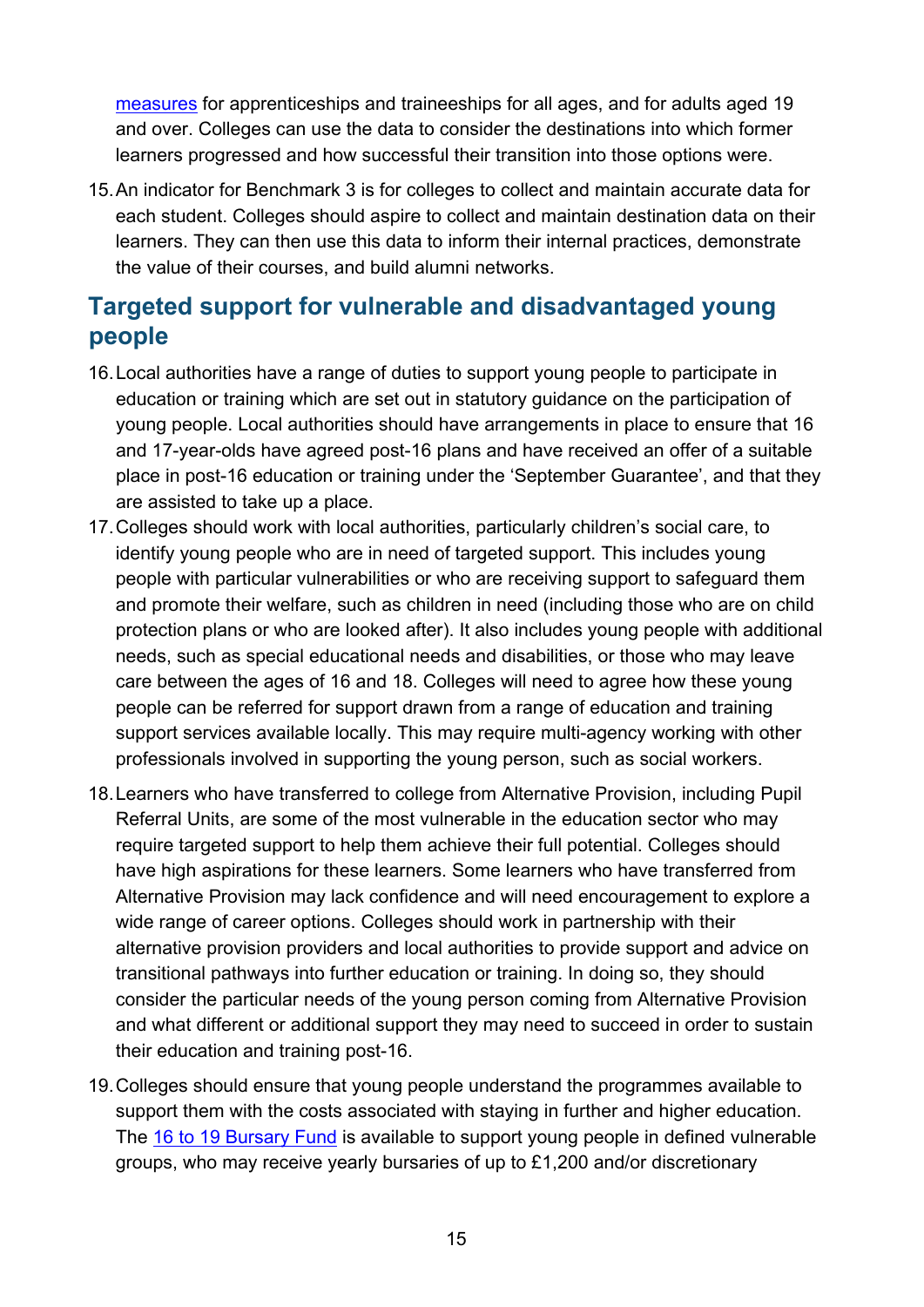measures for apprenticeships and traineeships for all ages, and for adults aged 19 and over. Colleges can use the data to consider the destinations into which former learners progressed and how successful their transition into those options were.

15. An indicator for Benchmark 3 is for colleges to collect and maintain accurate data for each student. Colleges should aspire to collect and maintain destination data on their learners. They can then use this data to inform their internal practices, demonstrate the value of their courses, and build alumni networks.

## Targeted support for vulnerable and disadvantaged young people

16. Local authorities have a range of duties to support young people to participate in education or training which are set out in statutory guidance on the participation of young people. Local authorities should have arrangements in place to ensure that 16 and 17-year-olds have agreed post-16 plans and have received an offer of a suitable place in post-16 education or training under the 'September Guarantee', and that they are assisted to take up a place.
17. Colleges should work with local authorities, particularly children's social care, to identify young people who are in need of targeted support. This includes young people with particular vulnerabilities or who are receiving support to safeguard them and promote their welfare, such as children in need (including those who are on child protection plans or who are looked after). It also includes young people with additional needs, such as special educational needs and disabilities, or those who may leave care between the ages of 16 and 18. Colleges will need to agree how these young people can be referred for support drawn from a range of education and training support services available locally. This may require multi-agency working with other professionals involved in supporting the young person, such as social workers.
18. Learners who have transferred to college from Alternative Provision, including Pupil Referral Units, are some of the most vulnerable in the education sector who may require targeted support to help them achieve their full potential. Colleges should have high aspirations for these learners. Some learners who have transferred from Alternative Provision may lack confidence and will need encouragement to explore a wide range of career options. Colleges should work in partnership with their alternative provision providers and local authorities to provide support and advice on transitional pathways into further education or training. In doing so, they should consider the particular needs of the young person coming from Alternative Provision and what different or additional support they may need to succeed in order to sustain their education and training post-16.
19. Colleges should ensure that young people understand the programmes available to support them with the costs associated with staying in further and higher education. The 16 to 19 Bursary Fund is available to support young people in defined vulnerable groups, who may receive yearly bursaries of up to £1,200 and/or discretionary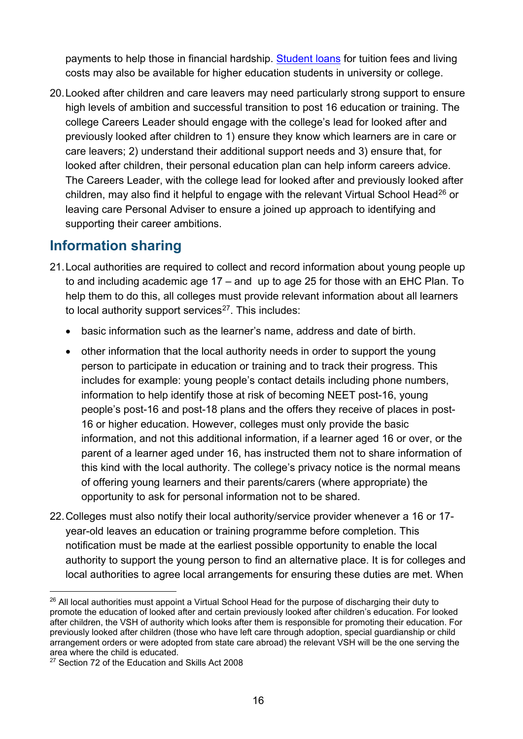payments to help those in financial hardship. Student loans for tuition fees and living costs may also be available for higher education students in university or college.

20. Looked after children and care leavers may need particularly strong support to ensure high levels of ambition and successful transition to post 16 education or training. The college Careers Leader should engage with the college's lead for looked after and previously looked after children to 1) ensure they know which learners are in care or care leavers; 2) understand their additional support needs and 3) ensure that, for looked after children, their personal education plan can help inform careers advice. The Careers Leader, with the college lead for looked after and previously looked after children, may also find it helpful to engage with the relevant Virtual School Head[26] or leaving care Personal Adviser to ensure a joined up approach to identifying and supporting their career ambitions.

## Information sharing

21. Local authorities are required to collect and record information about young people up to and including academic age 17 – and up to age 25 for those with an EHC Plan. To help them to do this, all colleges must provide relevant information about all learners to local authority support services[27]. This includes:

   - basic information such as the learner's name, address and date of birth.
   - other information that the local authority needs in order to support the young person to participate in education or training and to track their progress. This includes for example: young people's contact details including phone numbers, information to help identify those at risk of becoming NEET post-16, young people's post-16 and post-18 plans and the offers they receive of places in post-16 or higher education. However, colleges must only provide the basic information, and not this additional information, if a learner aged 16 or over, or the parent of a learner aged under 16, has instructed them not to share information of this kind with the local authority. The college's privacy notice is the normal means of offering young learners and their parents/carers (where appropriate) the opportunity to ask for personal information not to be shared.

22. Colleges must also notify their local authority/service provider whenever a 16 or 17-year-old leaves an education or training programme before completion. This notification must be made at the earliest possible opportunity to enable the local authority to support the young person to find an alternative place. It is for colleges and local authorities to agree local arrangements for ensuring these duties are met. When

[26] All local authorities must appoint a Virtual School Head for the purpose of discharging their duty to promote the education of looked after and certain previously looked after children's education. For looked after children, the VSH of authority which looks after them is responsible for promoting their education. For previously looked after children (those who have left care through adoption, special guardianship or child arrangement orders or were adopted from state care abroad) the relevant VSH will be the one serving the area where the child is educated.

[27] Section 72 of the Education and Skills Act 2008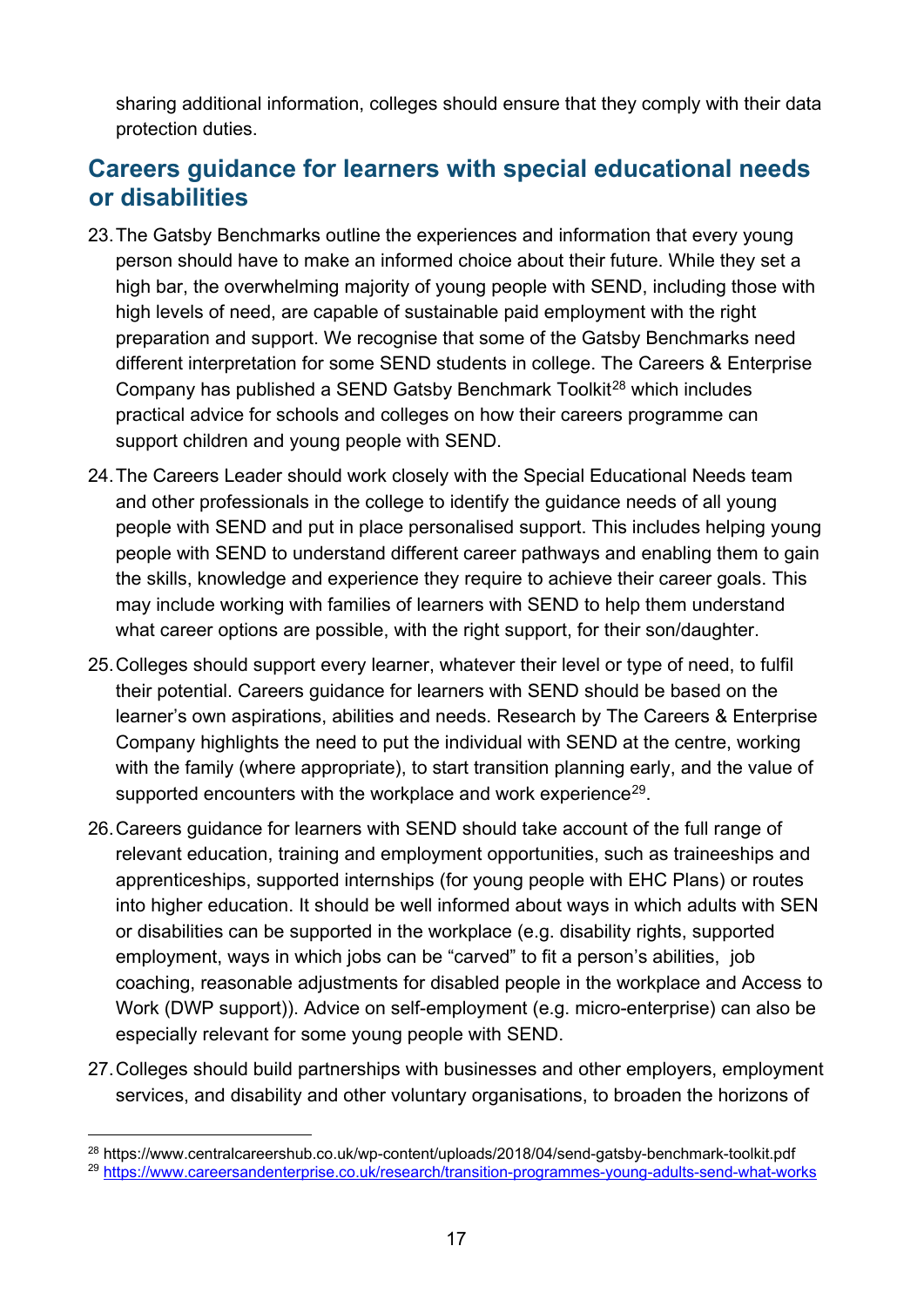sharing additional information, colleges should ensure that they comply with their data protection duties.

## Careers guidance for learners with special educational needs or disabilities

23. The Gatsby Benchmarks outline the experiences and information that every young person should have to make an informed choice about their future. While they set a high bar, the overwhelming majority of young people with SEND, including those with high levels of need, are capable of sustainable paid employment with the right preparation and support. We recognise that some of the Gatsby Benchmarks need different interpretation for some SEND students in college. The Careers & Enterprise Company has published a SEND Gatsby Benchmark Toolkit[28] which includes practical advice for schools and colleges on how their careers programme can support children and young people with SEND.

24. The Careers Leader should work closely with the Special Educational Needs team and other professionals in the college to identify the guidance needs of all young people with SEND and put in place personalised support. This includes helping young people with SEND to understand different career pathways and enabling them to gain the skills, knowledge and experience they require to achieve their career goals. This may include working with families of learners with SEND to help them understand what career options are possible, with the right support, for their son/daughter.

25. Colleges should support every learner, whatever their level or type of need, to fulfil their potential. Careers guidance for learners with SEND should be based on the learner's own aspirations, abilities and needs. Research by The Careers & Enterprise Company highlights the need to put the individual with SEND at the centre, working with the family (where appropriate), to start transition planning early, and the value of supported encounters with the workplace and work experience[29].

26. Careers guidance for learners with SEND should take account of the full range of relevant education, training and employment opportunities, such as traineeships and apprenticeships, supported internships (for young people with EHC Plans) or routes into higher education. It should be well informed about ways in which adults with SEN or disabilities can be supported in the workplace (e.g. disability rights, supported employment, ways in which jobs can be "carved" to fit a person's abilities, job coaching, reasonable adjustments for disabled people in the workplace and Access to Work (DWP support)). Advice on self-employment (e.g. micro-enterprise) can also be especially relevant for some young people with SEND.

27. Colleges should build partnerships with businesses and other employers, employment services, and disability and other voluntary organisations, to broaden the horizons of

---

[28] https://www.centralcareershub.co.uk/wp-content/uploads/2018/04/send-gatsby-benchmark-toolkit.pdf

[29] https://www.careersandenterprise.co.uk/research/transition-programmes-young-adults-send-what-works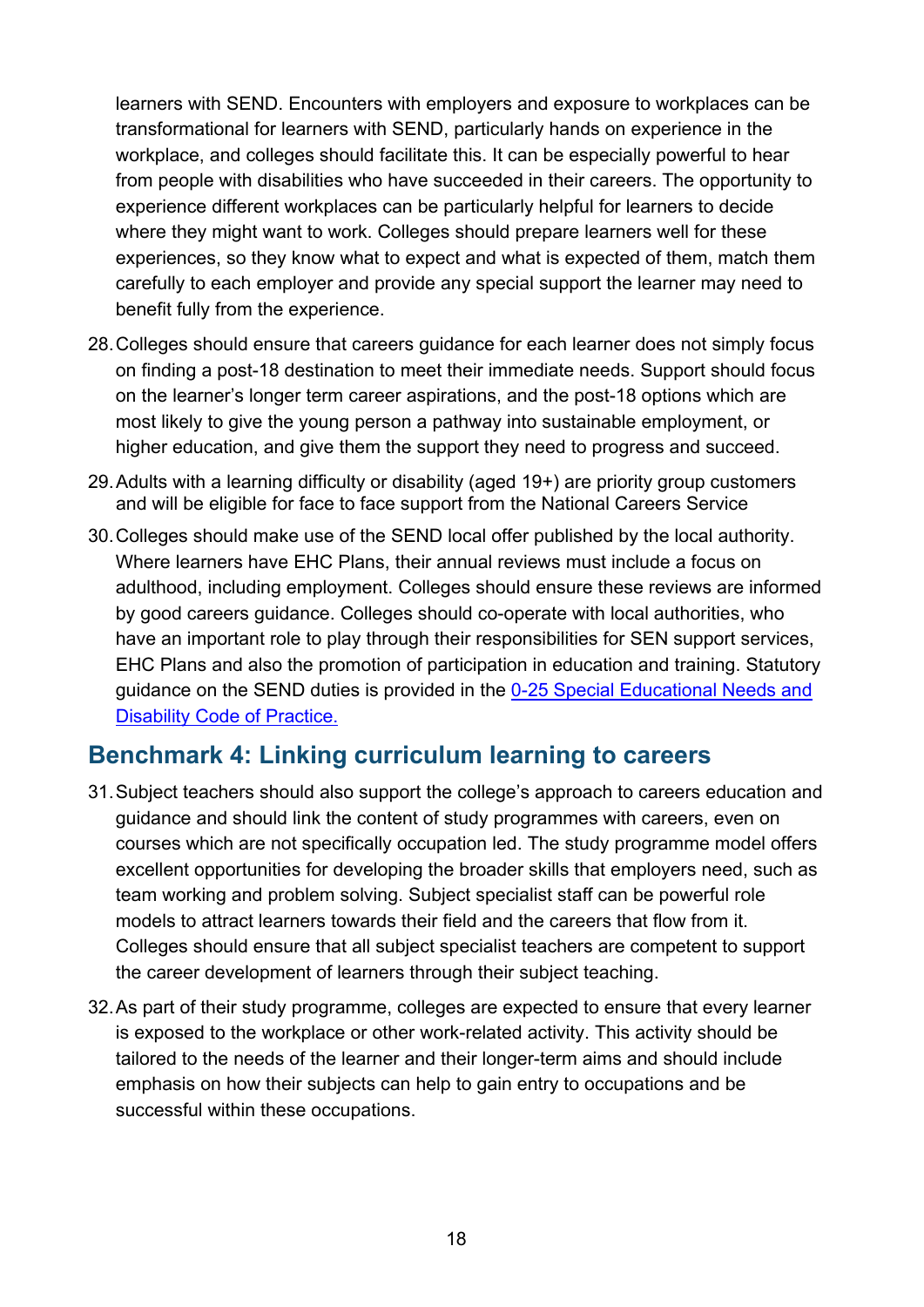learners with SEND. Encounters with employers and exposure to workplaces can be transformational for learners with SEND, particularly hands on experience in the workplace, and colleges should facilitate this. It can be especially powerful to hear from people with disabilities who have succeeded in their careers. The opportunity to experience different workplaces can be particularly helpful for learners to decide where they might want to work. Colleges should prepare learners well for these experiences, so they know what to expect and what is expected of them, match them carefully to each employer and provide any special support the learner may need to benefit fully from the experience.

28. Colleges should ensure that careers guidance for each learner does not simply focus on finding a post-18 destination to meet their immediate needs. Support should focus on the learner's longer term career aspirations, and the post-18 options which are most likely to give the young person a pathway into sustainable employment, or higher education, and give them the support they need to progress and succeed.

29. Adults with a learning difficulty or disability (aged 19+) are priority group customers and will be eligible for face to face support from the National Careers Service

30. Colleges should make use of the SEND local offer published by the local authority. Where learners have EHC Plans, their annual reviews must include a focus on adulthood, including employment. Colleges should ensure these reviews are informed by good careers guidance. Colleges should co-operate with local authorities, who have an important role to play through their responsibilities for SEN support services, EHC Plans and also the promotion of participation in education and training. Statutory guidance on the SEND duties is provided in the [0-25 Special Educational Needs and Disability Code of Practice.]()

## Benchmark 4: Linking curriculum learning to careers

31. Subject teachers should also support the college's approach to careers education and guidance and should link the content of study programmes with careers, even on courses which are not specifically occupation led. The study programme model offers excellent opportunities for developing the broader skills that employers need, such as team working and problem solving. Subject specialist staff can be powerful role models to attract learners towards their field and the careers that flow from it. Colleges should ensure that all subject specialist teachers are competent to support the career development of learners through their subject teaching.

32. As part of their study programme, colleges are expected to ensure that every learner is exposed to the workplace or other work-related activity. This activity should be tailored to the needs of the learner and their longer-term aims and should include emphasis on how their subjects can help to gain entry to occupations and be successful within these occupations.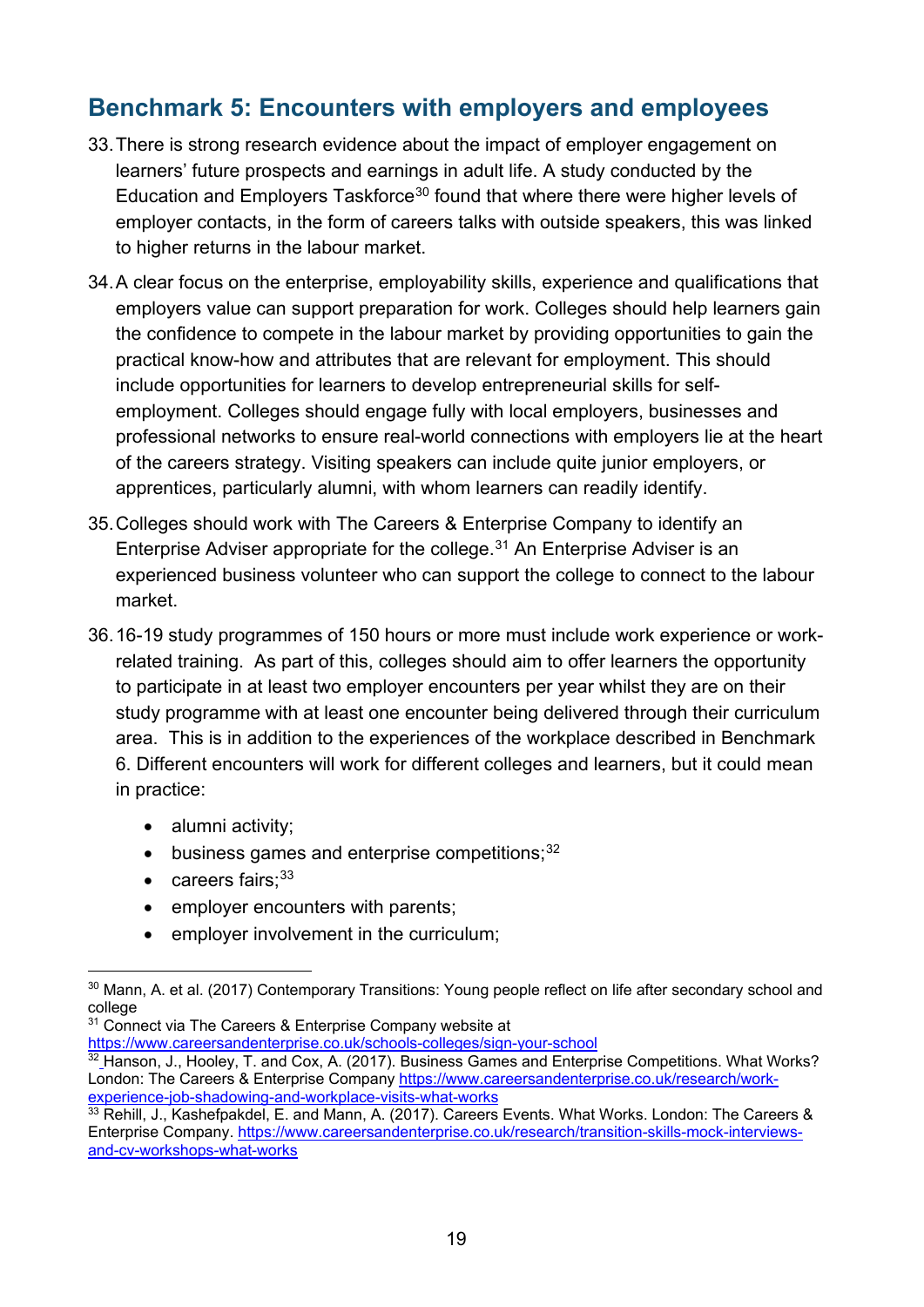## Benchmark 5: Encounters with employers and employees

33. There is strong research evidence about the impact of employer engagement on learners' future prospects and earnings in adult life. A study conducted by the Education and Employers Taskforce[30] found that where there were higher levels of employer contacts, in the form of careers talks with outside speakers, this was linked to higher returns in the labour market.

34. A clear focus on the enterprise, employability skills, experience and qualifications that employers value can support preparation for work. Colleges should help learners gain the confidence to compete in the labour market by providing opportunities to gain the practical know-how and attributes that are relevant for employment. This should include opportunities for learners to develop entrepreneurial skills for self-employment. Colleges should engage fully with local employers, businesses and professional networks to ensure real-world connections with employers lie at the heart of the careers strategy. Visiting speakers can include quite junior employers, or apprentices, particularly alumni, with whom learners can readily identify.

35. Colleges should work with The Careers & Enterprise Company to identify an Enterprise Adviser appropriate for the college.[31] An Enterprise Adviser is an experienced business volunteer who can support the college to connect to the labour market.

36. 16-19 study programmes of 150 hours or more must include work experience or work-related training. As part of this, colleges should aim to offer learners the opportunity to participate in at least two employer encounters per year whilst they are on their study programme with at least one encounter being delivered through their curriculum area. This is in addition to the experiences of the workplace described in Benchmark 6. Different encounters will work for different colleges and learners, but it could mean in practice:

    - alumni activity;
    - business games and enterprise competitions;[32]
    - careers fairs;[33]
    - employer encounters with parents;
    - employer involvement in the curriculum;

---

[30] Mann, A. et al. (2017) Contemporary Transitions: Young people reflect on life after secondary school and college

[31] Connect via The Careers & Enterprise Company website at https://www.careersandenterprise.co.uk/schools-colleges/sign-your-school

[32] Hanson, J., Hooley, T. and Cox, A. (2017). Business Games and Enterprise Competitions. What Works? London: The Careers & Enterprise Company https://www.careersandenterprise.co.uk/research/work-experience-job-shadowing-and-workplace-visits-what-works

[33] Rehill, J., Kashefpakdel, E. and Mann, A. (2017). Careers Events. What Works. London: The Careers & Enterprise Company. https://www.careersandenterprise.co.uk/research/transition-skills-mock-interviews-and-cv-workshops-what-works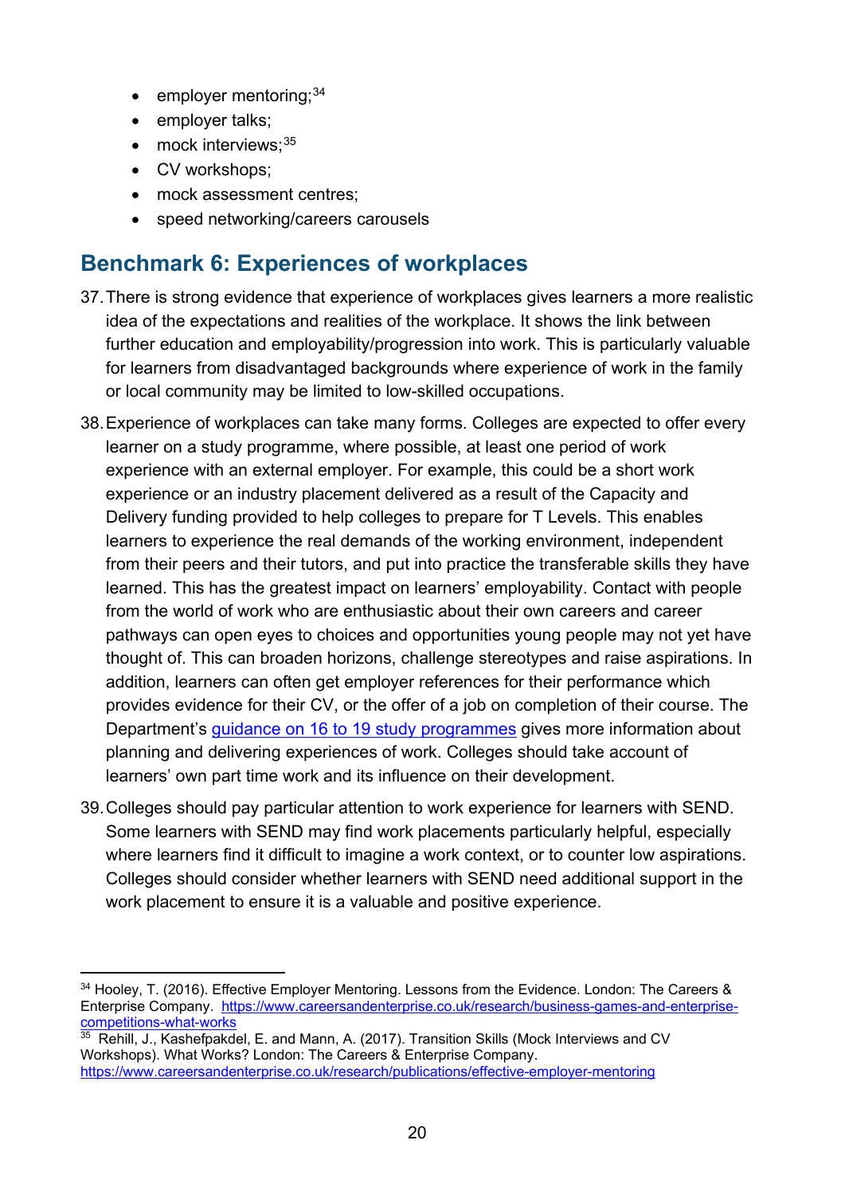- employer mentoring;[34]
- employer talks;
- mock interviews;[35]
- CV workshops;
- mock assessment centres;
- speed networking/careers carousels

## Benchmark 6: Experiences of workplaces

37. There is strong evidence that experience of workplaces gives learners a more realistic idea of the expectations and realities of the workplace. It shows the link between further education and employability/progression into work. This is particularly valuable for learners from disadvantaged backgrounds where experience of work in the family or local community may be limited to low-skilled occupations.

38. Experience of workplaces can take many forms. Colleges are expected to offer every learner on a study programme, where possible, at least one period of work experience with an external employer. For example, this could be a short work experience or an industry placement delivered as a result of the Capacity and Delivery funding provided to help colleges to prepare for T Levels. This enables learners to experience the real demands of the working environment, independent from their peers and their tutors, and put into practice the transferable skills they have learned. This has the greatest impact on learners' employability. Contact with people from the world of work who are enthusiastic about their own careers and career pathways can open eyes to choices and opportunities young people may not yet have thought of. This can broaden horizons, challenge stereotypes and raise aspirations. In addition, learners can often get employer references for their performance which provides evidence for their CV, or the offer of a job on completion of their course. The Department's guidance on 16 to 19 study programmes gives more information about planning and delivering experiences of work. Colleges should take account of learners' own part time work and its influence on their development.

39. Colleges should pay particular attention to work experience for learners with SEND. Some learners with SEND may find work placements particularly helpful, especially where learners find it difficult to imagine a work context, or to counter low aspirations. Colleges should consider whether learners with SEND need additional support in the work placement to ensure it is a valuable and positive experience.

---

[34] Hooley, T. (2016). Effective Employer Mentoring. Lessons from the Evidence. London: The Careers & Enterprise Company. https://www.careersandenterprise.co.uk/research/business-games-and-enterprise-competitions-what-works

[35] Rehill, J., Kashefpakdel, E. and Mann, A. (2017). Transition Skills (Mock Interviews and CV Workshops). What Works? London: The Careers & Enterprise Company. https://www.careersandenterprise.co.uk/research/publications/effective-employer-mentoring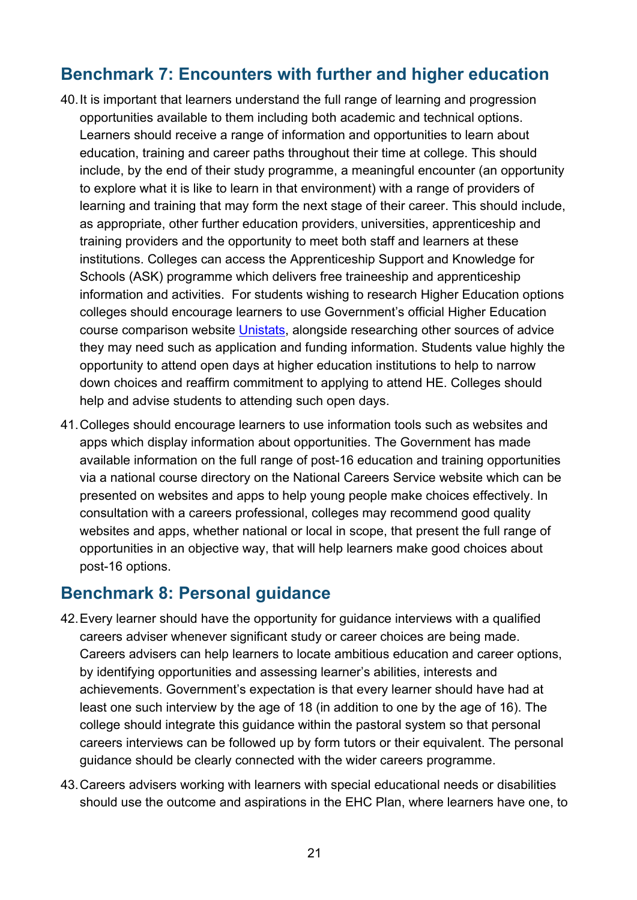## Benchmark 7: Encounters with further and higher education

40. It is important that learners understand the full range of learning and progression opportunities available to them including both academic and technical options. Learners should receive a range of information and opportunities to learn about education, training and career paths throughout their time at college. This should include, by the end of their study programme, a meaningful encounter (an opportunity to explore what it is like to learn in that environment) with a range of providers of learning and training that may form the next stage of their career. This should include, as appropriate, other further education providers, universities, apprenticeship and training providers and the opportunity to meet both staff and learners at these institutions. Colleges can access the Apprenticeship Support and Knowledge for Schools (ASK) programme which delivers free traineeship and apprenticeship information and activities. For students wishing to research Higher Education options colleges should encourage learners to use Government's official Higher Education course comparison website Unistats, alongside researching other sources of advice they may need such as application and funding information. Students value highly the opportunity to attend open days at higher education institutions to help to narrow down choices and reaffirm commitment to applying to attend HE. Colleges should help and advise students to attending such open days.

41. Colleges should encourage learners to use information tools such as websites and apps which display information about opportunities. The Government has made available information on the full range of post-16 education and training opportunities via a national course directory on the National Careers Service website which can be presented on websites and apps to help young people make choices effectively. In consultation with a careers professional, colleges may recommend good quality websites and apps, whether national or local in scope, that present the full range of opportunities in an objective way, that will help learners make good choices about post-16 options.

## Benchmark 8: Personal guidance

42. Every learner should have the opportunity for guidance interviews with a qualified careers adviser whenever significant study or career choices are being made. Careers advisers can help learners to locate ambitious education and career options, by identifying opportunities and assessing learner's abilities, interests and achievements. Government's expectation is that every learner should have had at least one such interview by the age of 18 (in addition to one by the age of 16). The college should integrate this guidance within the pastoral system so that personal careers interviews can be followed up by form tutors or their equivalent. The personal guidance should be clearly connected with the wider careers programme.

43. Careers advisers working with learners with special educational needs or disabilities should use the outcome and aspirations in the EHC Plan, where learners have one, to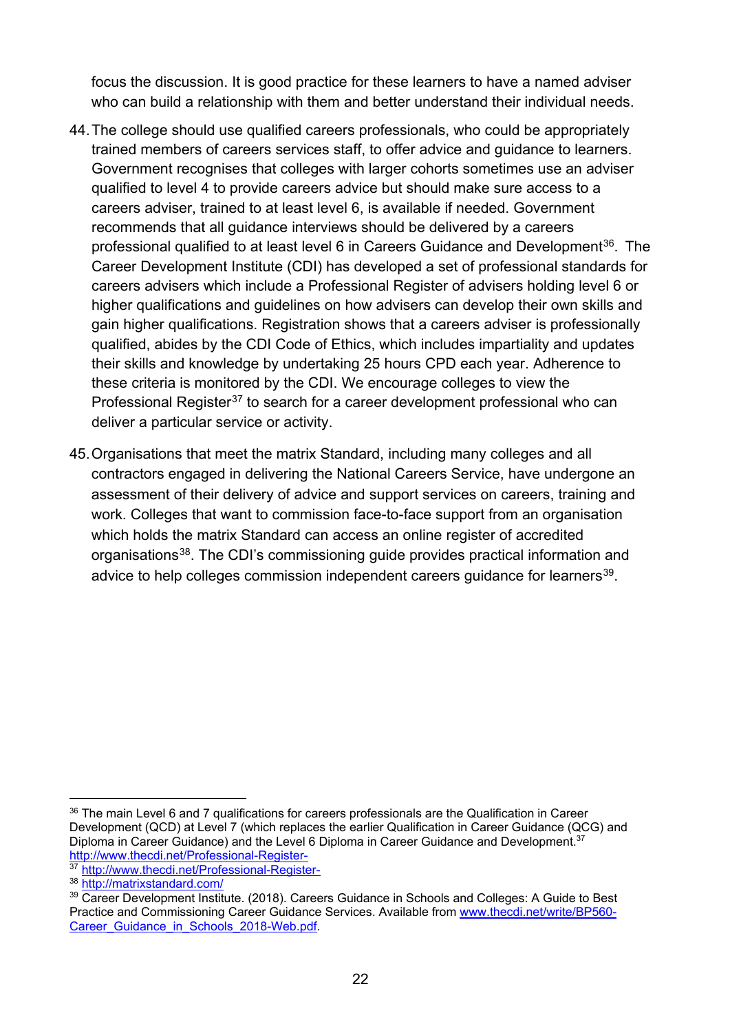focus the discussion. It is good practice for these learners to have a named adviser who can build a relationship with them and better understand their individual needs.

44. The college should use qualified careers professionals, who could be appropriately trained members of careers services staff, to offer advice and guidance to learners. Government recognises that colleges with larger cohorts sometimes use an adviser qualified to level 4 to provide careers advice but should make sure access to a careers adviser, trained to at least level 6, is available if needed. Government recommends that all guidance interviews should be delivered by a careers professional qualified to at least level 6 in Careers Guidance and Development[36]. The Career Development Institute (CDI) has developed a set of professional standards for careers advisers which include a Professional Register of advisers holding level 6 or higher qualifications and guidelines on how advisers can develop their own skills and gain higher qualifications. Registration shows that a careers adviser is professionally qualified, abides by the CDI Code of Ethics, which includes impartiality and updates their skills and knowledge by undertaking 25 hours CPD each year. Adherence to these criteria is monitored by the CDI. We encourage colleges to view the Professional Register[37] to search for a career development professional who can deliver a particular service or activity.

45. Organisations that meet the matrix Standard, including many colleges and all contractors engaged in delivering the National Careers Service, have undergone an assessment of their delivery of advice and support services on careers, training and work. Colleges that want to commission face-to-face support from an organisation which holds the matrix Standard can access an online register of accredited organisations[38]. The CDI's commissioning guide provides practical information and advice to help colleges commission independent careers guidance for learners[39].

---

[36] The main Level 6 and 7 qualifications for careers professionals are the Qualification in Career Development (QCD) at Level 7 (which replaces the earlier Qualification in Career Guidance (QCG) and Diploma in Career Guidance) and the Level 6 Diploma in Career Guidance and Development.[37] http://www.thecdi.net/Professional-Register-

[37] http://www.thecdi.net/Professional-Register-

[38] http://matrixstandard.com/

[39] Career Development Institute. (2018). Careers Guidance in Schools and Colleges: A Guide to Best Practice and Commissioning Career Guidance Services. Available from www.thecdi.net/write/BP560-Career_Guidance_in_Schools_2018-Web.pdf.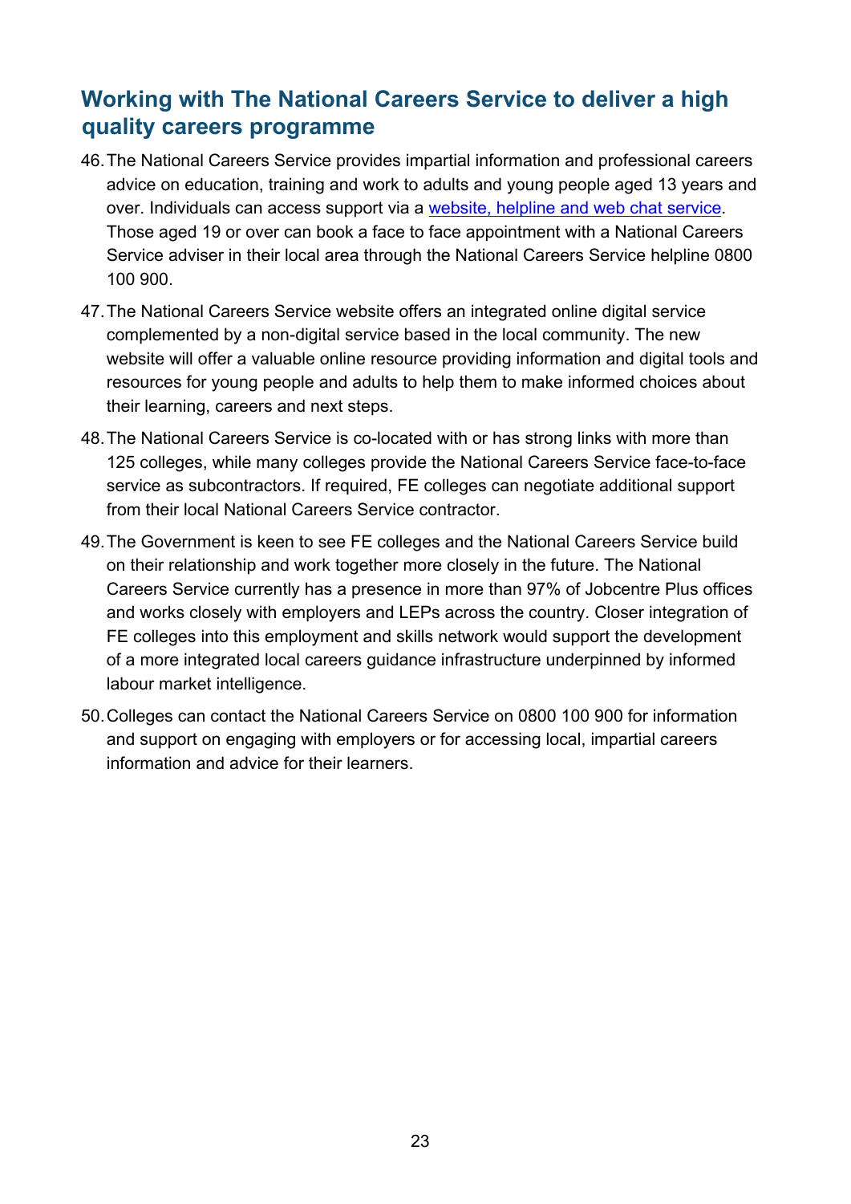## Working with The National Careers Service to deliver a high quality careers programme

46. The National Careers Service provides impartial information and professional careers advice on education, training and work to adults and young people aged 13 years and over. Individuals can access support via a [website, helpline and web chat service](). Those aged 19 or over can book a face to face appointment with a National Careers Service adviser in their local area through the National Careers Service helpline 0800 100 900.

47. The National Careers Service website offers an integrated online digital service complemented by a non-digital service based in the local community. The new website will offer a valuable online resource providing information and digital tools and resources for young people and adults to help them to make informed choices about their learning, careers and next steps.

48. The National Careers Service is co-located with or has strong links with more than 125 colleges, while many colleges provide the National Careers Service face-to-face service as subcontractors. If required, FE colleges can negotiate additional support from their local National Careers Service contractor.

49. The Government is keen to see FE colleges and the National Careers Service build on their relationship and work together more closely in the future. The National Careers Service currently has a presence in more than 97% of Jobcentre Plus offices and works closely with employers and LEPs across the country. Closer integration of FE colleges into this employment and skills network would support the development of a more integrated local careers guidance infrastructure underpinned by informed labour market intelligence.

50. Colleges can contact the National Careers Service on 0800 100 900 for information and support on engaging with employers or for accessing local, impartial careers information and advice for their learners.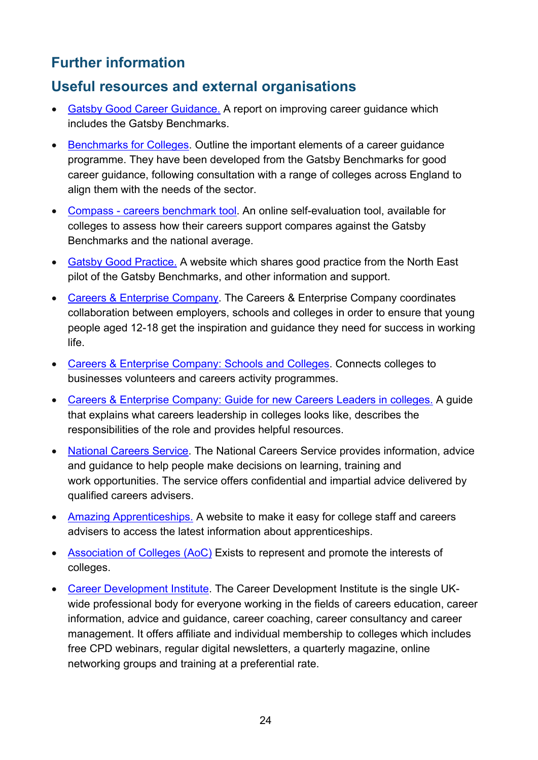## Further information

### Useful resources and external organisations

- Gatsby Good Career Guidance. A report on improving career guidance which includes the Gatsby Benchmarks.
- Benchmarks for Colleges. Outline the important elements of a career guidance programme. They have been developed from the Gatsby Benchmarks for good career guidance, following consultation with a range of colleges across England to align them with the needs of the sector.
- Compass - careers benchmark tool. An online self-evaluation tool, available for colleges to assess how their careers support compares against the Gatsby Benchmarks and the national average.
- Gatsby Good Practice. A website which shares good practice from the North East pilot of the Gatsby Benchmarks, and other information and support.
- Careers & Enterprise Company. The Careers & Enterprise Company coordinates collaboration between employers, schools and colleges in order to ensure that young people aged 12-18 get the inspiration and guidance they need for success in working life.
- Careers & Enterprise Company: Schools and Colleges. Connects colleges to businesses volunteers and careers activity programmes.
- Careers & Enterprise Company: Guide for new Careers Leaders in colleges. A guide that explains what careers leadership in colleges looks like, describes the responsibilities of the role and provides helpful resources.
- National Careers Service. The National Careers Service provides information, advice and guidance to help people make decisions on learning, training and work opportunities. The service offers confidential and impartial advice delivered by qualified careers advisers.
- Amazing Apprenticeships. A website to make it easy for college staff and careers advisers to access the latest information about apprenticeships.
- Association of Colleges (AoC) Exists to represent and promote the interests of colleges.
- Career Development Institute. The Career Development Institute is the single UK-wide professional body for everyone working in the fields of careers education, career information, advice and guidance, career coaching, career consultancy and career management. It offers affiliate and individual membership to colleges which includes free CPD webinars, regular digital newsletters, a quarterly magazine, online networking groups and training at a preferential rate.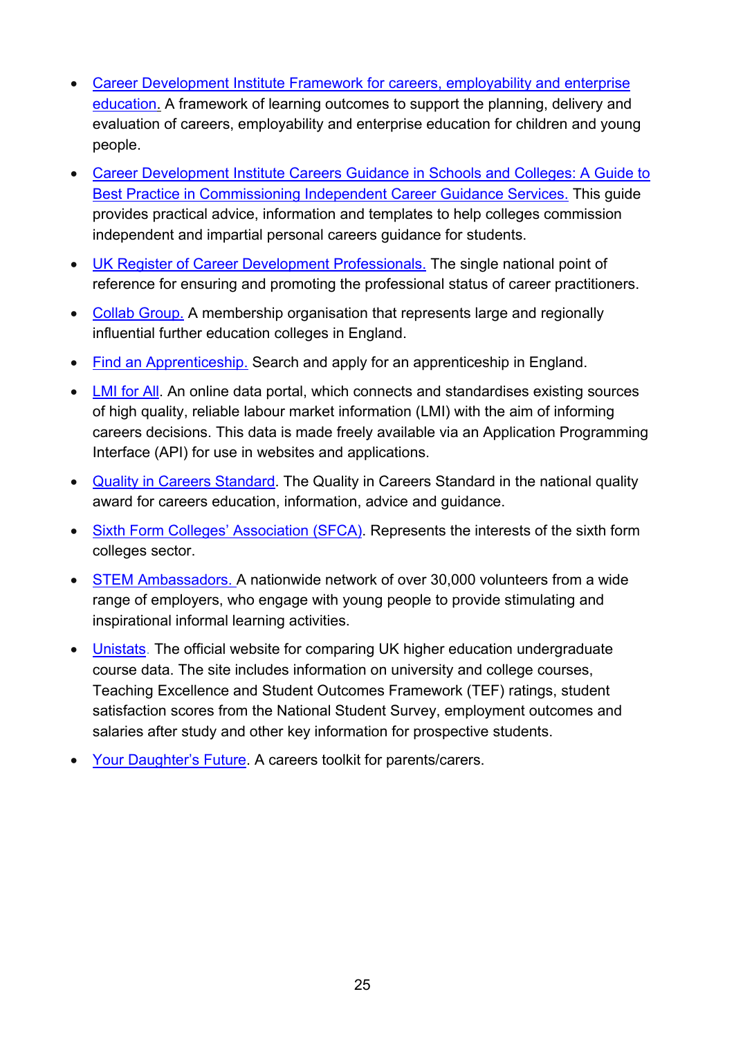- Career Development Institute Framework for careers, employability and enterprise education. A framework of learning outcomes to support the planning, delivery and evaluation of careers, employability and enterprise education for children and young people.
- Career Development Institute Careers Guidance in Schools and Colleges: A Guide to Best Practice in Commissioning Independent Career Guidance Services. This guide provides practical advice, information and templates to help colleges commission independent and impartial personal careers guidance for students.
- UK Register of Career Development Professionals. The single national point of reference for ensuring and promoting the professional status of career practitioners.
- Collab Group. A membership organisation that represents large and regionally influential further education colleges in England.
- Find an Apprenticeship. Search and apply for an apprenticeship in England.
- LMI for All. An online data portal, which connects and standardises existing sources of high quality, reliable labour market information (LMI) with the aim of informing careers decisions. This data is made freely available via an Application Programming Interface (API) for use in websites and applications.
- Quality in Careers Standard. The Quality in Careers Standard in the national quality award for careers education, information, advice and guidance.
- Sixth Form Colleges' Association (SFCA). Represents the interests of the sixth form colleges sector.
- STEM Ambassadors. A nationwide network of over 30,000 volunteers from a wide range of employers, who engage with young people to provide stimulating and inspirational informal learning activities.
- Unistats. The official website for comparing UK higher education undergraduate course data. The site includes information on university and college courses, Teaching Excellence and Student Outcomes Framework (TEF) ratings, student satisfaction scores from the National Student Survey, employment outcomes and salaries after study and other key information for prospective students.
- Your Daughter's Future. A careers toolkit for parents/carers.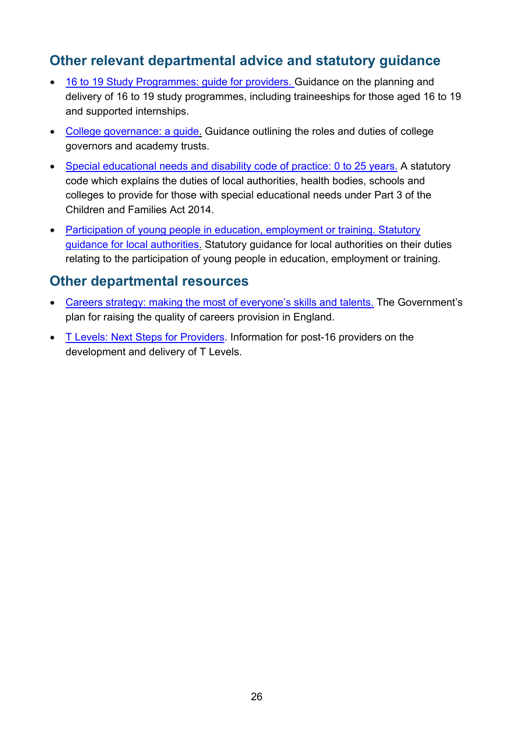## Other relevant departmental advice and statutory guidance

- [16 to 19 Study Programmes: guide for providers.]() Guidance on the planning and delivery of 16 to 19 study programmes, including traineeships for those aged 16 to 19 and supported internships.
- [College governance: a guide.]() Guidance outlining the roles and duties of college governors and academy trusts.
- [Special educational needs and disability code of practice: 0 to 25 years.]() A statutory code which explains the duties of local authorities, health bodies, schools and colleges to provide for those with special educational needs under Part 3 of the Children and Families Act 2014.
- [Participation of young people in education, employment or training. Statutory guidance for local authorities.]() Statutory guidance for local authorities on their duties relating to the participation of young people in education, employment or training.

## Other departmental resources

- [Careers strategy: making the most of everyone's skills and talents.]() The Government's plan for raising the quality of careers provision in England.
- [T Levels: Next Steps for Providers](). Information for post-16 providers on the development and delivery of T Levels.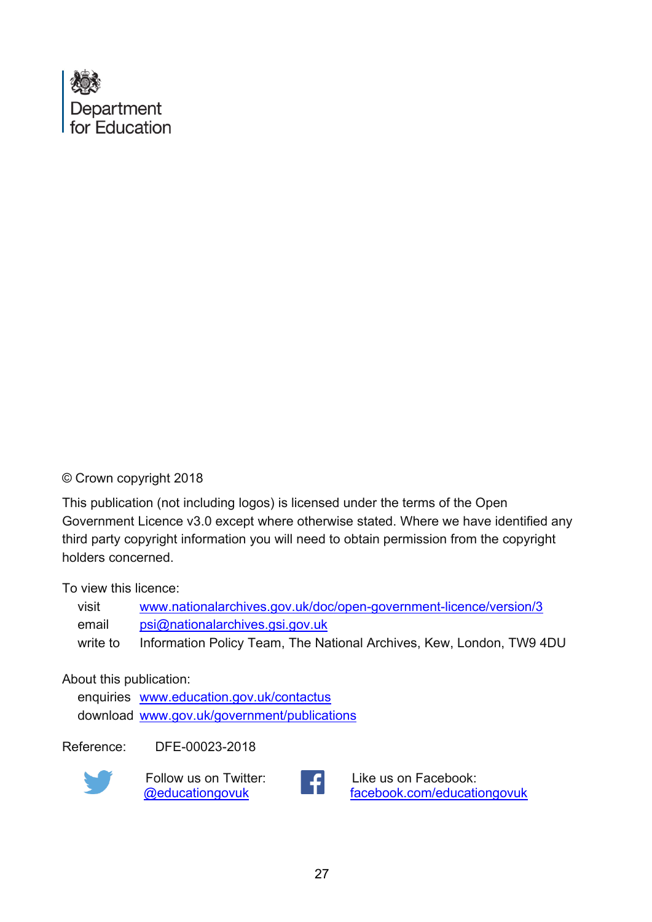Department for Education

© Crown copyright 2018

This publication (not including logos) is licensed under the terms of the Open Government Licence v3.0 except where otherwise stated. Where we have identified any third party copyright information you will need to obtain permission from the copyright holders concerned.

To view this licence:

visit www.nationalarchives.gov.uk/doc/open-government-licence/version/3
email psi@nationalarchives.gsi.gov.uk
write to Information Policy Team, The National Archives, Kew, London, TW9 4DU

About this publication:

enquiries www.education.gov.uk/contactus
download www.gov.uk/government/publications

Reference: DFE-00023-2018

Follow us on Twitter: @educationgovuk

Like us on Facebook: facebook.com/educationgovuk